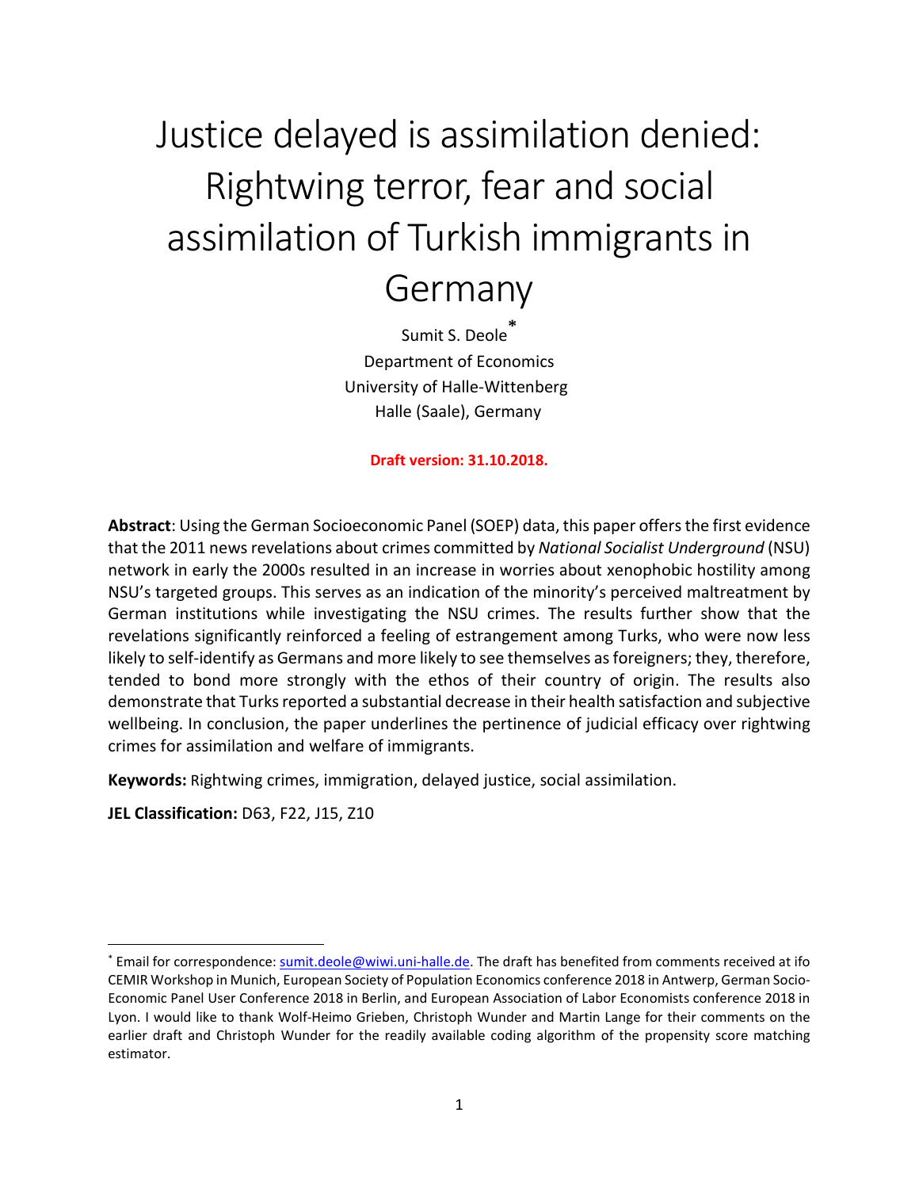# Justice delayed is assimilation denied: Rightwing terror, fear and social assimilation of Turkish immigrants in Germany

Sumit S. Deole[*]

Department of Economics

University of Halle-Wittenberg

Halle (Saale), Germany

**Draft version: 31.10.2018.**

**Abstract**: Using the German Socioeconomic Panel (SOEP) data, this paper offers the first evidence that the 2011 news revelations about crimes committed by *National Socialist Underground* (NSU) network in early the 2000s resulted in an increase in worries about xenophobic hostility among NSU's targeted groups. This serves as an indication of the minority's perceived maltreatment by German institutions while investigating the NSU crimes. The results further show that the revelations significantly reinforced a feeling of estrangement among Turks, who were now less likely to self-identify as Germans and more likely to see themselves as foreigners; they, therefore, tended to bond more strongly with the ethos of their country of origin. The results also demonstrate that Turks reported a substantial decrease in their health satisfaction and subjective wellbeing. In conclusion, the paper underlines the pertinence of judicial efficacy over rightwing crimes for assimilation and welfare of immigrants.

**Keywords:** Rightwing crimes, immigration, delayed justice, social assimilation.

**JEL Classification:** D63, F22, J15, Z10

---

[*] Email for correspondence: sumit.deole@wiwi.uni-halle.de. The draft has benefited from comments received at ifo CEMIR Workshop in Munich, European Society of Population Economics conference 2018 in Antwerp, German Socio-Economic Panel User Conference 2018 in Berlin, and European Association of Labor Economists conference 2018 in Lyon. I would like to thank Wolf-Heimo Grieben, Christoph Wunder and Martin Lange for their comments on the earlier draft and Christoph Wunder for the readily available coding algorithm of the propensity score matching estimator.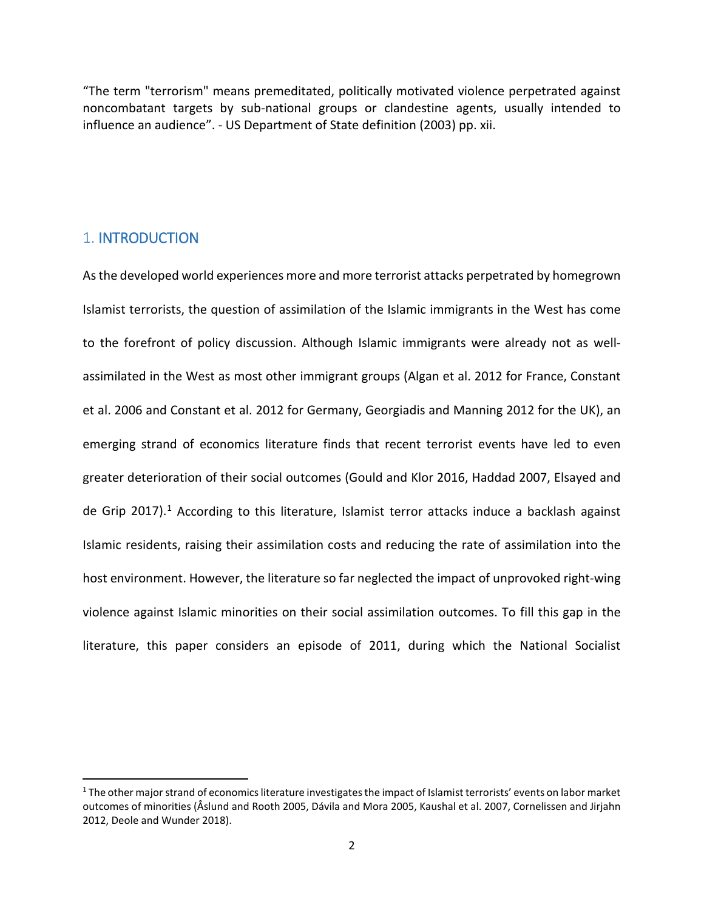"The term "terrorism" means premeditated, politically motivated violence perpetrated against noncombatant targets by sub-national groups or clandestine agents, usually intended to influence an audience". - US Department of State definition (2003) pp. xii.

## 1. INTRODUCTION

As the developed world experiences more and more terrorist attacks perpetrated by homegrown Islamist terrorists, the question of assimilation of the Islamic immigrants in the West has come to the forefront of policy discussion. Although Islamic immigrants were already not as well-assimilated in the West as most other immigrant groups (Algan et al. 2012 for France, Constant et al. 2006 and Constant et al. 2012 for Germany, Georgiadis and Manning 2012 for the UK), an emerging strand of economics literature finds that recent terrorist events have led to even greater deterioration of their social outcomes (Gould and Klor 2016, Haddad 2007, Elsayed and de Grip 2017).[1] According to this literature, Islamist terror attacks induce a backlash against Islamic residents, raising their assimilation costs and reducing the rate of assimilation into the host environment. However, the literature so far neglected the impact of unprovoked right-wing violence against Islamic minorities on their social assimilation outcomes. To fill this gap in the literature, this paper considers an episode of 2011, during which the National Socialist

[1] The other major strand of economics literature investigates the impact of Islamist terrorists' events on labor market outcomes of minorities (Åslund and Rooth 2005, Dávila and Mora 2005, Kaushal et al. 2007, Cornelissen and Jirjahn 2012, Deole and Wunder 2018).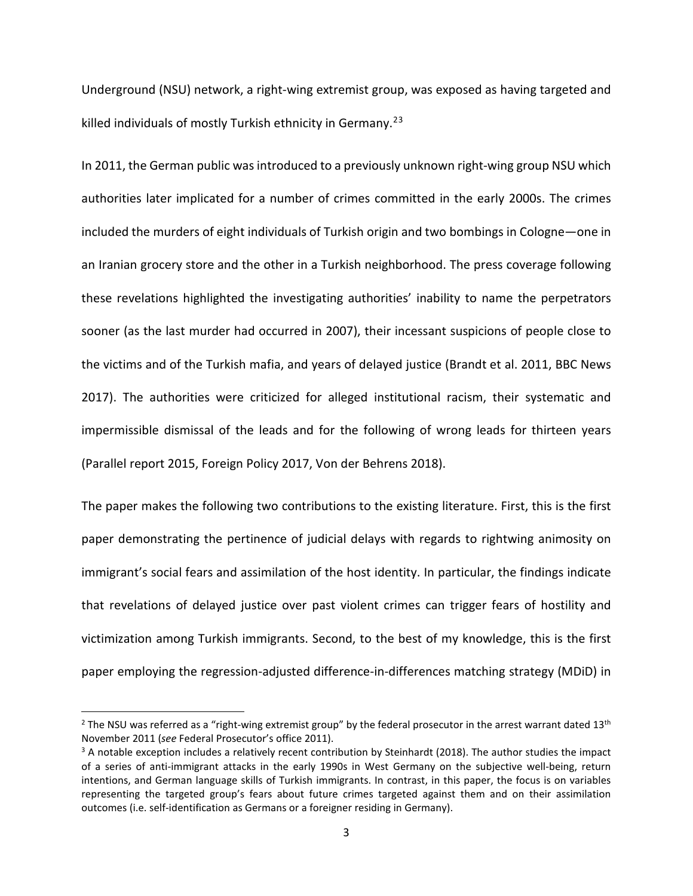Underground (NSU) network, a right-wing extremist group, was exposed as having targeted and killed individuals of mostly Turkish ethnicity in Germany.[2,3]

In 2011, the German public was introduced to a previously unknown right-wing group NSU which authorities later implicated for a number of crimes committed in the early 2000s. The crimes included the murders of eight individuals of Turkish origin and two bombings in Cologne—one in an Iranian grocery store and the other in a Turkish neighborhood. The press coverage following these revelations highlighted the investigating authorities' inability to name the perpetrators sooner (as the last murder had occurred in 2007), their incessant suspicions of people close to the victims and of the Turkish mafia, and years of delayed justice (Brandt et al. 2011, BBC News 2017). The authorities were criticized for alleged institutional racism, their systematic and impermissible dismissal of the leads and for the following of wrong leads for thirteen years (Parallel report 2015, Foreign Policy 2017, Von der Behrens 2018).

The paper makes the following two contributions to the existing literature. First, this is the first paper demonstrating the pertinence of judicial delays with regards to rightwing animosity on immigrant's social fears and assimilation of the host identity. In particular, the findings indicate that revelations of delayed justice over past violent crimes can trigger fears of hostility and victimization among Turkish immigrants. Second, to the best of my knowledge, this is the first paper employing the regression-adjusted difference-in-differences matching strategy (MDiD) in

---

[2] The NSU was referred as a "right-wing extremist group" by the federal prosecutor in the arrest warrant dated 13th November 2011 (*see* Federal Prosecutor's office 2011).

[3] A notable exception includes a relatively recent contribution by Steinhardt (2018). The author studies the impact of a series of anti-immigrant attacks in the early 1990s in West Germany on the subjective well-being, return intentions, and German language skills of Turkish immigrants. In contrast, in this paper, the focus is on variables representing the targeted group's fears about future crimes targeted against them and on their assimilation outcomes (i.e. self-identification as Germans or a foreigner residing in Germany).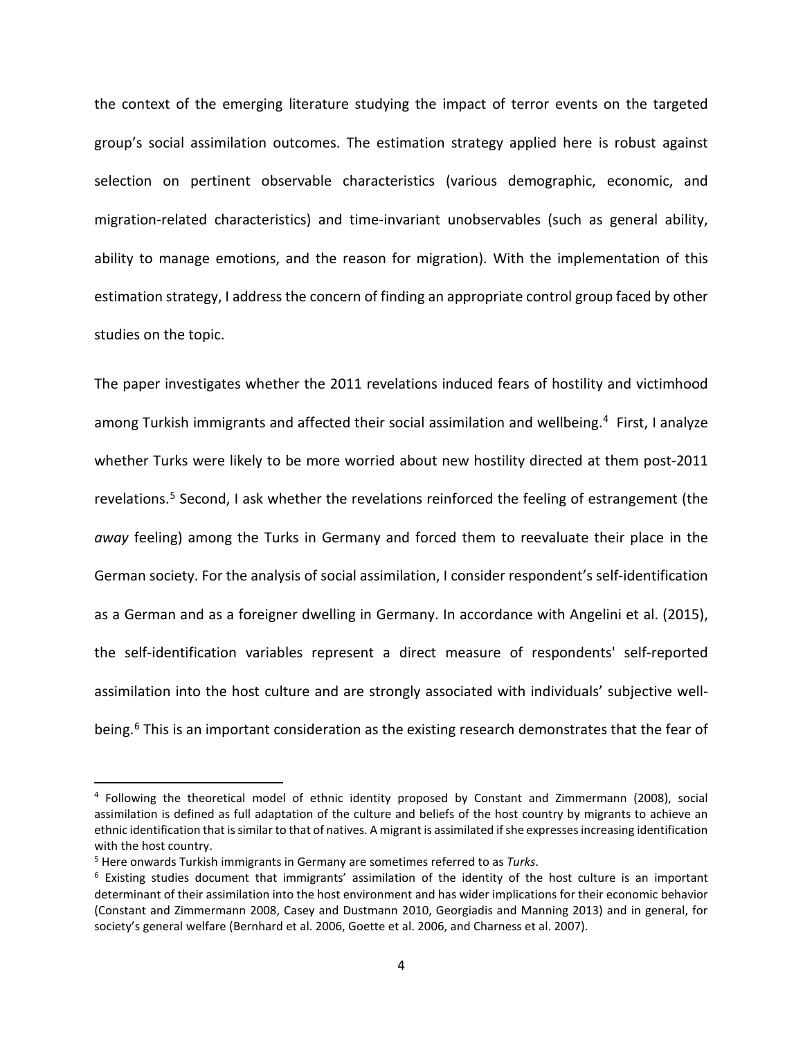the context of the emerging literature studying the impact of terror events on the targeted group's social assimilation outcomes. The estimation strategy applied here is robust against selection on pertinent observable characteristics (various demographic, economic, and migration-related characteristics) and time-invariant unobservables (such as general ability, ability to manage emotions, and the reason for migration). With the implementation of this estimation strategy, I address the concern of finding an appropriate control group faced by other studies on the topic.

The paper investigates whether the 2011 revelations induced fears of hostility and victimhood among Turkish immigrants and affected their social assimilation and wellbeing.[4] First, I analyze whether Turks were likely to be more worried about new hostility directed at them post-2011 revelations.[5] Second, I ask whether the revelations reinforced the feeling of estrangement (the *away* feeling) among the Turks in Germany and forced them to reevaluate their place in the German society. For the analysis of social assimilation, I consider respondent's self-identification as a German and as a foreigner dwelling in Germany. In accordance with Angelini et al. (2015), the self-identification variables represent a direct measure of respondents' self-reported assimilation into the host culture and are strongly associated with individuals' subjective well-being.[6] This is an important consideration as the existing research demonstrates that the fear of

---

[4] Following the theoretical model of ethnic identity proposed by Constant and Zimmermann (2008), social assimilation is defined as full adaptation of the culture and beliefs of the host country by migrants to achieve an ethnic identification that is similar to that of natives. A migrant is assimilated if she expresses increasing identification with the host country.

[5] Here onwards Turkish immigrants in Germany are sometimes referred to as *Turks*.

[6] Existing studies document that immigrants' assimilation of the identity of the host culture is an important determinant of their assimilation into the host environment and has wider implications for their economic behavior (Constant and Zimmermann 2008, Casey and Dustmann 2010, Georgiadis and Manning 2013) and in general, for society's general welfare (Bernhard et al. 2006, Goette et al. 2006, and Charness et al. 2007).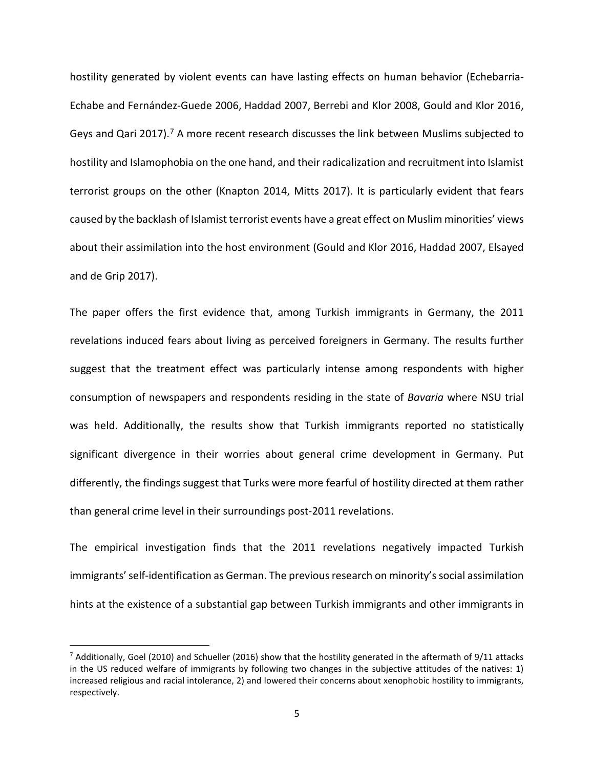hostility generated by violent events can have lasting effects on human behavior (Echebarria-Echabe and Fernández-Guede 2006, Haddad 2007, Berrebi and Klor 2008, Gould and Klor 2016, Geys and Qari 2017).[7] A more recent research discusses the link between Muslims subjected to hostility and Islamophobia on the one hand, and their radicalization and recruitment into Islamist terrorist groups on the other (Knapton 2014, Mitts 2017). It is particularly evident that fears caused by the backlash of Islamist terrorist events have a great effect on Muslim minorities' views about their assimilation into the host environment (Gould and Klor 2016, Haddad 2007, Elsayed and de Grip 2017).

The paper offers the first evidence that, among Turkish immigrants in Germany, the 2011 revelations induced fears about living as perceived foreigners in Germany. The results further suggest that the treatment effect was particularly intense among respondents with higher consumption of newspapers and respondents residing in the state of *Bavaria* where NSU trial was held. Additionally, the results show that Turkish immigrants reported no statistically significant divergence in their worries about general crime development in Germany. Put differently, the findings suggest that Turks were more fearful of hostility directed at them rather than general crime level in their surroundings post-2011 revelations.

The empirical investigation finds that the 2011 revelations negatively impacted Turkish immigrants' self-identification as German. The previous research on minority's social assimilation hints at the existence of a substantial gap between Turkish immigrants and other immigrants in

[7] Additionally, Goel (2010) and Schueller (2016) show that the hostility generated in the aftermath of 9/11 attacks in the US reduced welfare of immigrants by following two changes in the subjective attitudes of the natives: 1) increased religious and racial intolerance, 2) and lowered their concerns about xenophobic hostility to immigrants, respectively.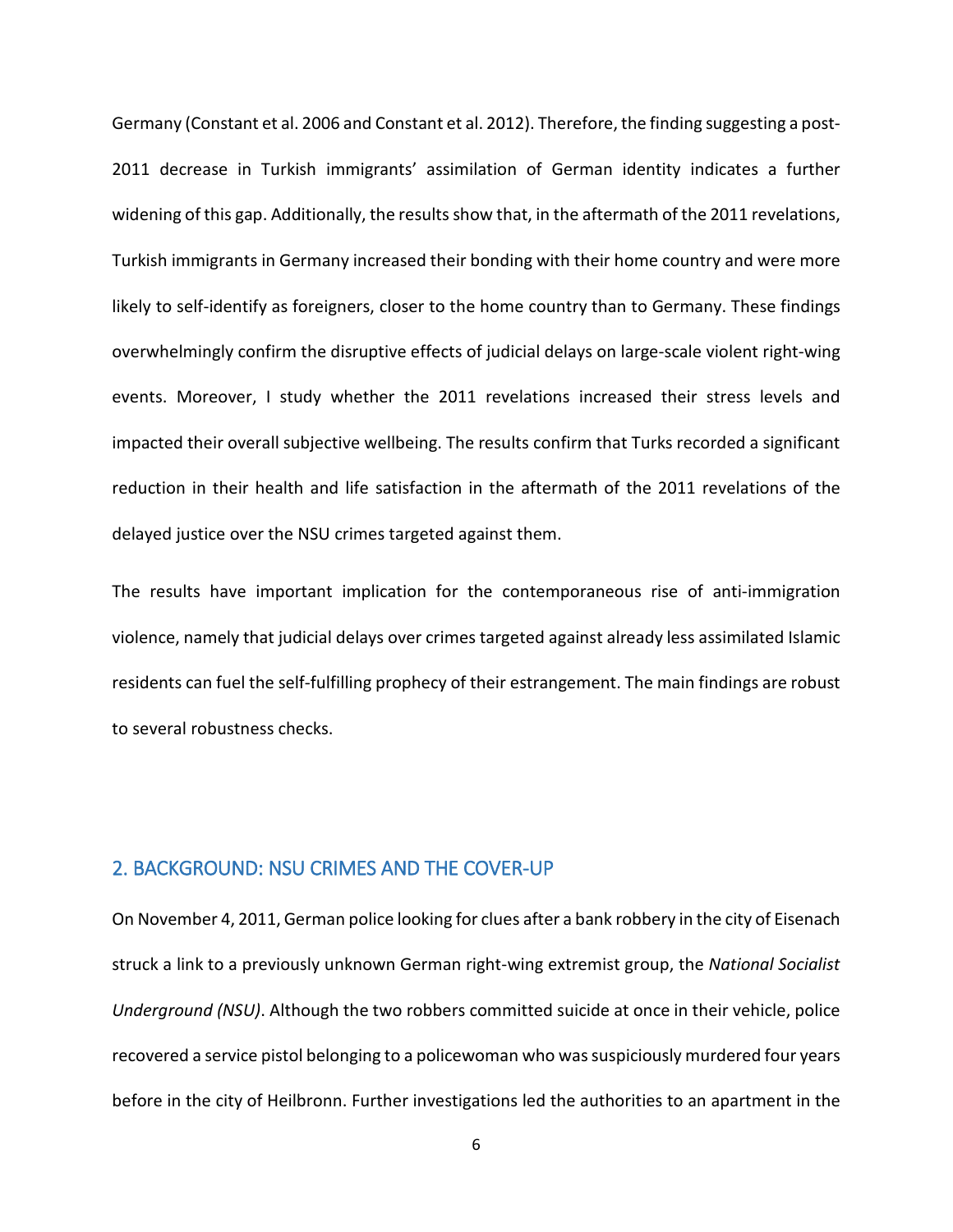Germany (Constant et al. 2006 and Constant et al. 2012). Therefore, the finding suggesting a post-2011 decrease in Turkish immigrants' assimilation of German identity indicates a further widening of this gap. Additionally, the results show that, in the aftermath of the 2011 revelations, Turkish immigrants in Germany increased their bonding with their home country and were more likely to self-identify as foreigners, closer to the home country than to Germany. These findings overwhelmingly confirm the disruptive effects of judicial delays on large-scale violent right-wing events. Moreover, I study whether the 2011 revelations increased their stress levels and impacted their overall subjective wellbeing. The results confirm that Turks recorded a significant reduction in their health and life satisfaction in the aftermath of the 2011 revelations of the delayed justice over the NSU crimes targeted against them.

The results have important implication for the contemporaneous rise of anti-immigration violence, namely that judicial delays over crimes targeted against already less assimilated Islamic residents can fuel the self-fulfilling prophecy of their estrangement. The main findings are robust to several robustness checks.

## 2. BACKGROUND: NSU CRIMES AND THE COVER-UP

On November 4, 2011, German police looking for clues after a bank robbery in the city of Eisenach struck a link to a previously unknown German right-wing extremist group, the *National Socialist Underground (NSU)*. Although the two robbers committed suicide at once in their vehicle, police recovered a service pistol belonging to a policewoman who was suspiciously murdered four years before in the city of Heilbronn. Further investigations led the authorities to an apartment in the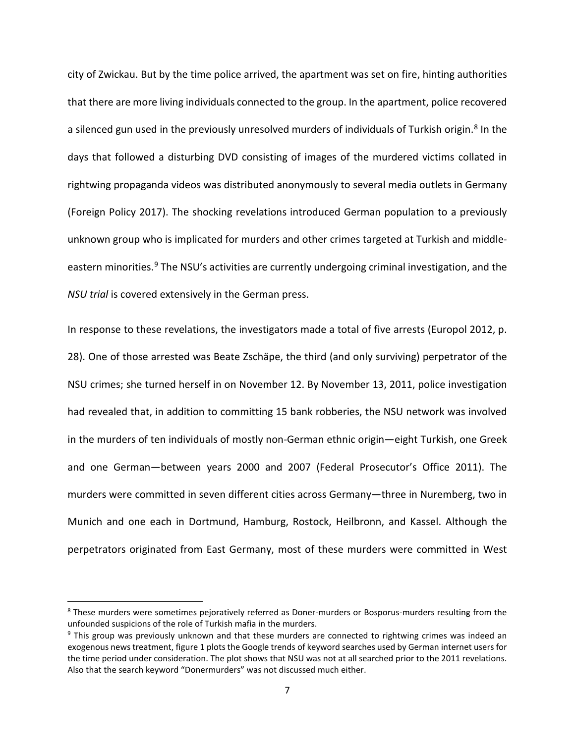city of Zwickau. But by the time police arrived, the apartment was set on fire, hinting authorities that there are more living individuals connected to the group. In the apartment, police recovered a silenced gun used in the previously unresolved murders of individuals of Turkish origin.[8] In the days that followed a disturbing DVD consisting of images of the murdered victims collated in rightwing propaganda videos was distributed anonymously to several media outlets in Germany (Foreign Policy 2017). The shocking revelations introduced German population to a previously unknown group who is implicated for murders and other crimes targeted at Turkish and middle-eastern minorities.[9] The NSU's activities are currently undergoing criminal investigation, and the *NSU trial* is covered extensively in the German press.

In response to these revelations, the investigators made a total of five arrests (Europol 2012, p. 28). One of those arrested was Beate Zschäpe, the third (and only surviving) perpetrator of the NSU crimes; she turned herself in on November 12. By November 13, 2011, police investigation had revealed that, in addition to committing 15 bank robberies, the NSU network was involved in the murders of ten individuals of mostly non-German ethnic origin—eight Turkish, one Greek and one German—between years 2000 and 2007 (Federal Prosecutor's Office 2011). The murders were committed in seven different cities across Germany—three in Nuremberg, two in Munich and one each in Dortmund, Hamburg, Rostock, Heilbronn, and Kassel. Although the perpetrators originated from East Germany, most of these murders were committed in West

[8] These murders were sometimes pejoratively referred as Doner-murders or Bosporus-murders resulting from the unfounded suspicions of the role of Turkish mafia in the murders.

[9] This group was previously unknown and that these murders are connected to rightwing crimes was indeed an exogenous news treatment, figure 1 plots the Google trends of keyword searches used by German internet users for the time period under consideration. The plot shows that NSU was not at all searched prior to the 2011 revelations. Also that the search keyword "Donermurders" was not discussed much either.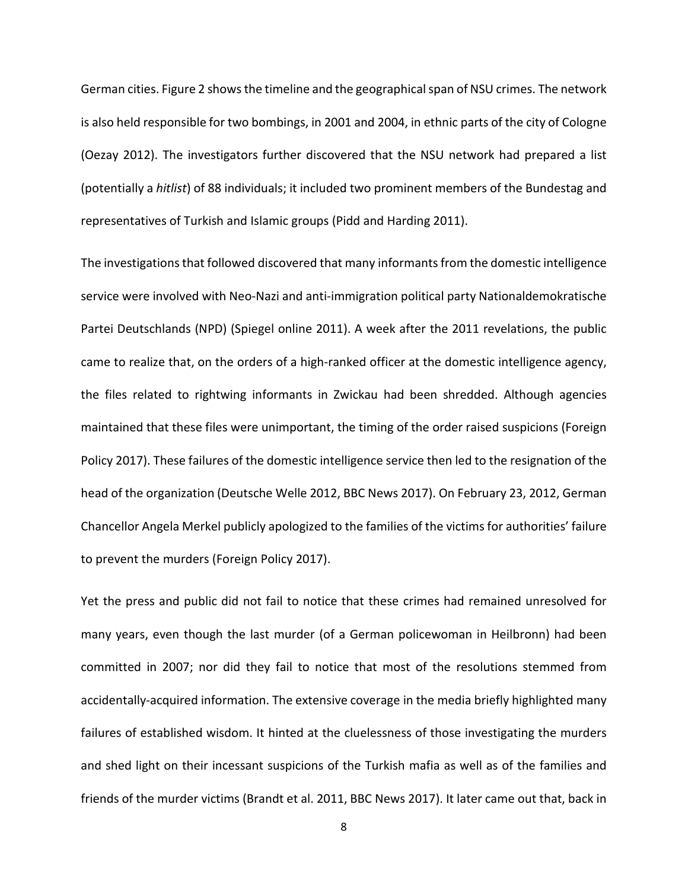German cities. Figure 2 shows the timeline and the geographical span of NSU crimes. The network is also held responsible for two bombings, in 2001 and 2004, in ethnic parts of the city of Cologne (Oezay 2012). The investigators further discovered that the NSU network had prepared a list (potentially a *hitlist*) of 88 individuals; it included two prominent members of the Bundestag and representatives of Turkish and Islamic groups (Pidd and Harding 2011).

The investigations that followed discovered that many informants from the domestic intelligence service were involved with Neo-Nazi and anti-immigration political party Nationaldemokratische Partei Deutschlands (NPD) (Spiegel online 2011). A week after the 2011 revelations, the public came to realize that, on the orders of a high-ranked officer at the domestic intelligence agency, the files related to rightwing informants in Zwickau had been shredded. Although agencies maintained that these files were unimportant, the timing of the order raised suspicions (Foreign Policy 2017). These failures of the domestic intelligence service then led to the resignation of the head of the organization (Deutsche Welle 2012, BBC News 2017). On February 23, 2012, German Chancellor Angela Merkel publicly apologized to the families of the victims for authorities' failure to prevent the murders (Foreign Policy 2017).

Yet the press and public did not fail to notice that these crimes had remained unresolved for many years, even though the last murder (of a German policewoman in Heilbronn) had been committed in 2007; nor did they fail to notice that most of the resolutions stemmed from accidentally-acquired information. The extensive coverage in the media briefly highlighted many failures of established wisdom. It hinted at the cluelessness of those investigating the murders and shed light on their incessant suspicions of the Turkish mafia as well as of the families and friends of the murder victims (Brandt et al. 2011, BBC News 2017). It later came out that, back in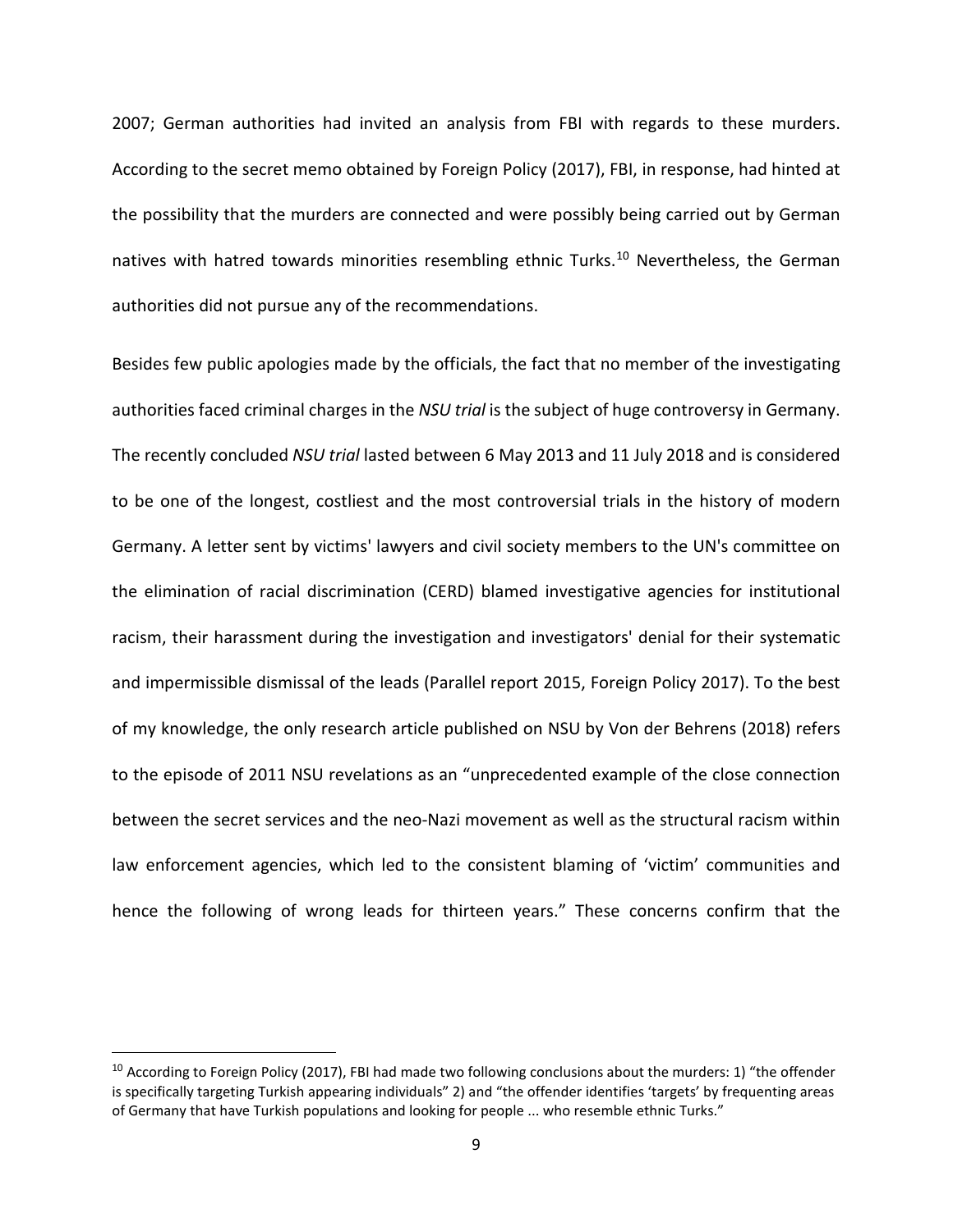2007; German authorities had invited an analysis from FBI with regards to these murders. According to the secret memo obtained by Foreign Policy (2017), FBI, in response, had hinted at the possibility that the murders are connected and were possibly being carried out by German natives with hatred towards minorities resembling ethnic Turks.[10] Nevertheless, the German authorities did not pursue any of the recommendations.

Besides few public apologies made by the officials, the fact that no member of the investigating authorities faced criminal charges in the *NSU trial* is the subject of huge controversy in Germany. The recently concluded *NSU trial* lasted between 6 May 2013 and 11 July 2018 and is considered to be one of the longest, costliest and the most controversial trials in the history of modern Germany. A letter sent by victims' lawyers and civil society members to the UN's committee on the elimination of racial discrimination (CERD) blamed investigative agencies for institutional racism, their harassment during the investigation and investigators' denial for their systematic and impermissible dismissal of the leads (Parallel report 2015, Foreign Policy 2017). To the best of my knowledge, the only research article published on NSU by Von der Behrens (2018) refers to the episode of 2011 NSU revelations as an "unprecedented example of the close connection between the secret services and the neo-Nazi movement as well as the structural racism within law enforcement agencies, which led to the consistent blaming of 'victim' communities and hence the following of wrong leads for thirteen years." These concerns confirm that the

[10] According to Foreign Policy (2017), FBI had made two following conclusions about the murders: 1) "the offender is specifically targeting Turkish appearing individuals" 2) and "the offender identifies 'targets' by frequenting areas of Germany that have Turkish populations and looking for people ... who resemble ethnic Turks."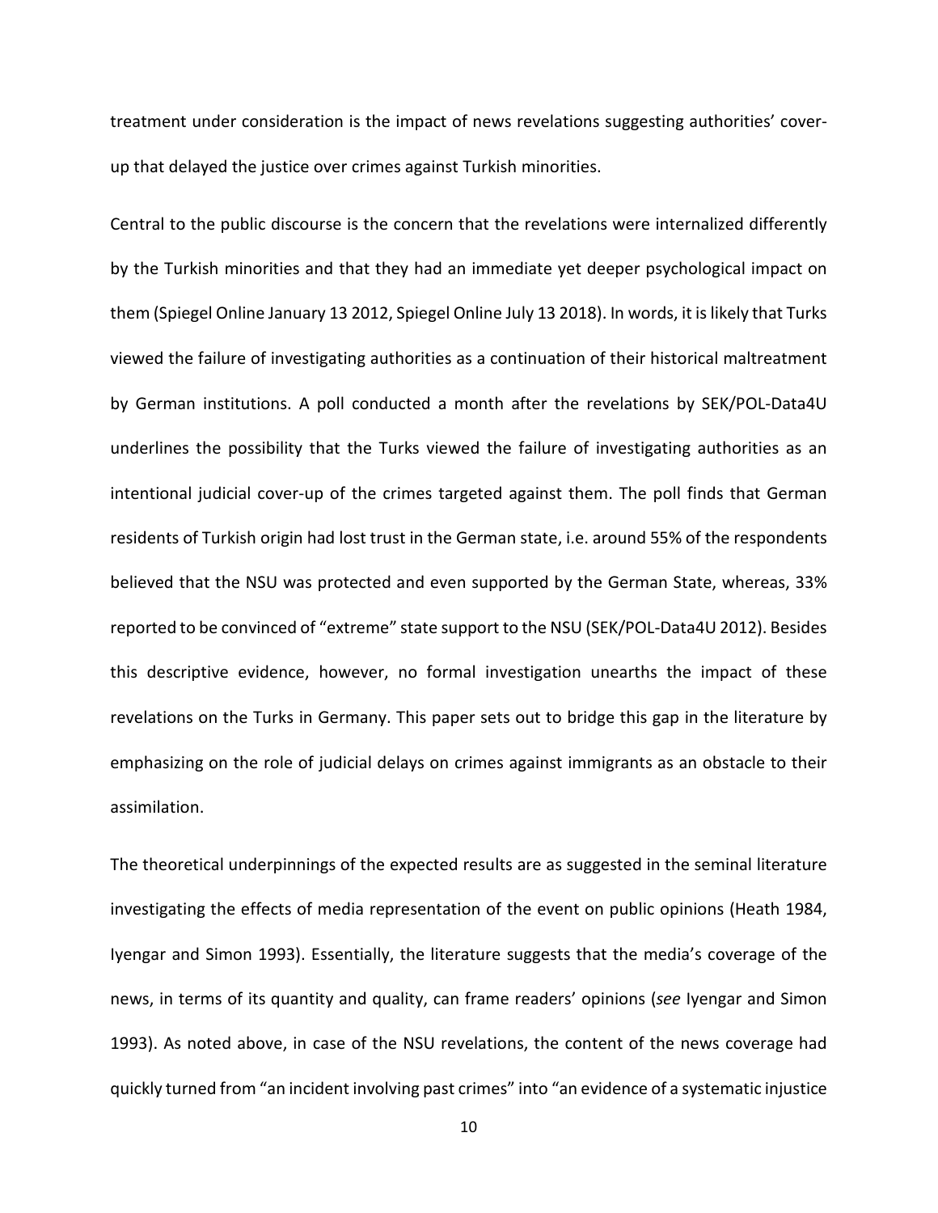treatment under consideration is the impact of news revelations suggesting authorities' cover-up that delayed the justice over crimes against Turkish minorities.

Central to the public discourse is the concern that the revelations were internalized differently by the Turkish minorities and that they had an immediate yet deeper psychological impact on them (Spiegel Online January 13 2012, Spiegel Online July 13 2018). In words, it is likely that Turks viewed the failure of investigating authorities as a continuation of their historical maltreatment by German institutions. A poll conducted a month after the revelations by SEK/POL-Data4U underlines the possibility that the Turks viewed the failure of investigating authorities as an intentional judicial cover-up of the crimes targeted against them. The poll finds that German residents of Turkish origin had lost trust in the German state, i.e. around 55% of the respondents believed that the NSU was protected and even supported by the German State, whereas, 33% reported to be convinced of "extreme" state support to the NSU (SEK/POL-Data4U 2012). Besides this descriptive evidence, however, no formal investigation unearths the impact of these revelations on the Turks in Germany. This paper sets out to bridge this gap in the literature by emphasizing on the role of judicial delays on crimes against immigrants as an obstacle to their assimilation.

The theoretical underpinnings of the expected results are as suggested in the seminal literature investigating the effects of media representation of the event on public opinions (Heath 1984, Iyengar and Simon 1993). Essentially, the literature suggests that the media's coverage of the news, in terms of its quantity and quality, can frame readers' opinions (*see* Iyengar and Simon 1993). As noted above, in case of the NSU revelations, the content of the news coverage had quickly turned from "an incident involving past crimes" into "an evidence of a systematic injustice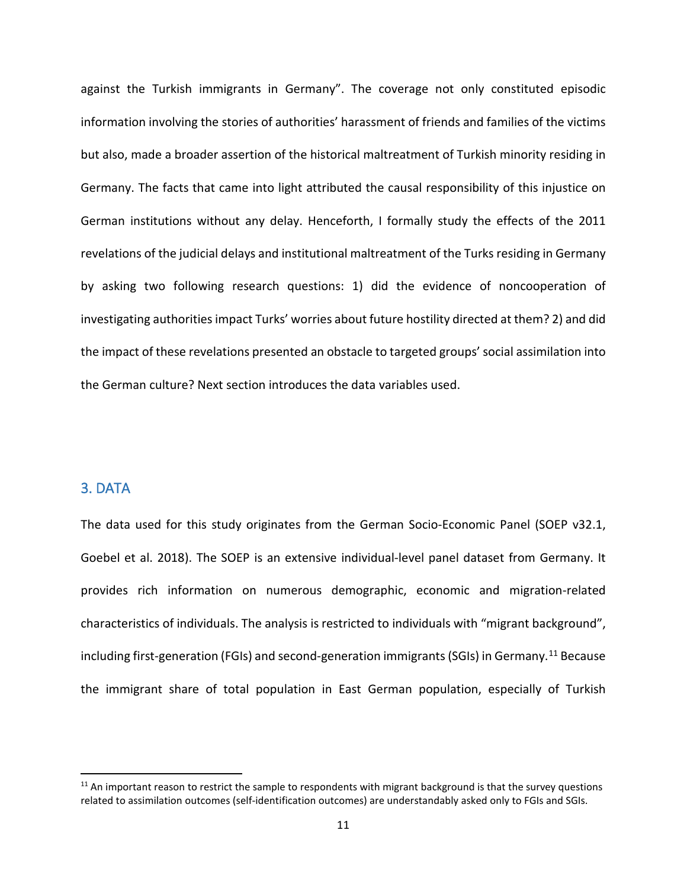against the Turkish immigrants in Germany". The coverage not only constituted episodic information involving the stories of authorities' harassment of friends and families of the victims but also, made a broader assertion of the historical maltreatment of Turkish minority residing in Germany. The facts that came into light attributed the causal responsibility of this injustice on German institutions without any delay. Henceforth, I formally study the effects of the 2011 revelations of the judicial delays and institutional maltreatment of the Turks residing in Germany by asking two following research questions: 1) did the evidence of noncooperation of investigating authorities impact Turks' worries about future hostility directed at them? 2) and did the impact of these revelations presented an obstacle to targeted groups' social assimilation into the German culture? Next section introduces the data variables used.

## 3. DATA

The data used for this study originates from the German Socio-Economic Panel (SOEP v32.1, Goebel et al. 2018). The SOEP is an extensive individual-level panel dataset from Germany. It provides rich information on numerous demographic, economic and migration-related characteristics of individuals. The analysis is restricted to individuals with "migrant background", including first-generation (FGIs) and second-generation immigrants (SGIs) in Germany.[11] Because the immigrant share of total population in East German population, especially of Turkish

[11] An important reason to restrict the sample to respondents with migrant background is that the survey questions related to assimilation outcomes (self-identification outcomes) are understandably asked only to FGIs and SGIs.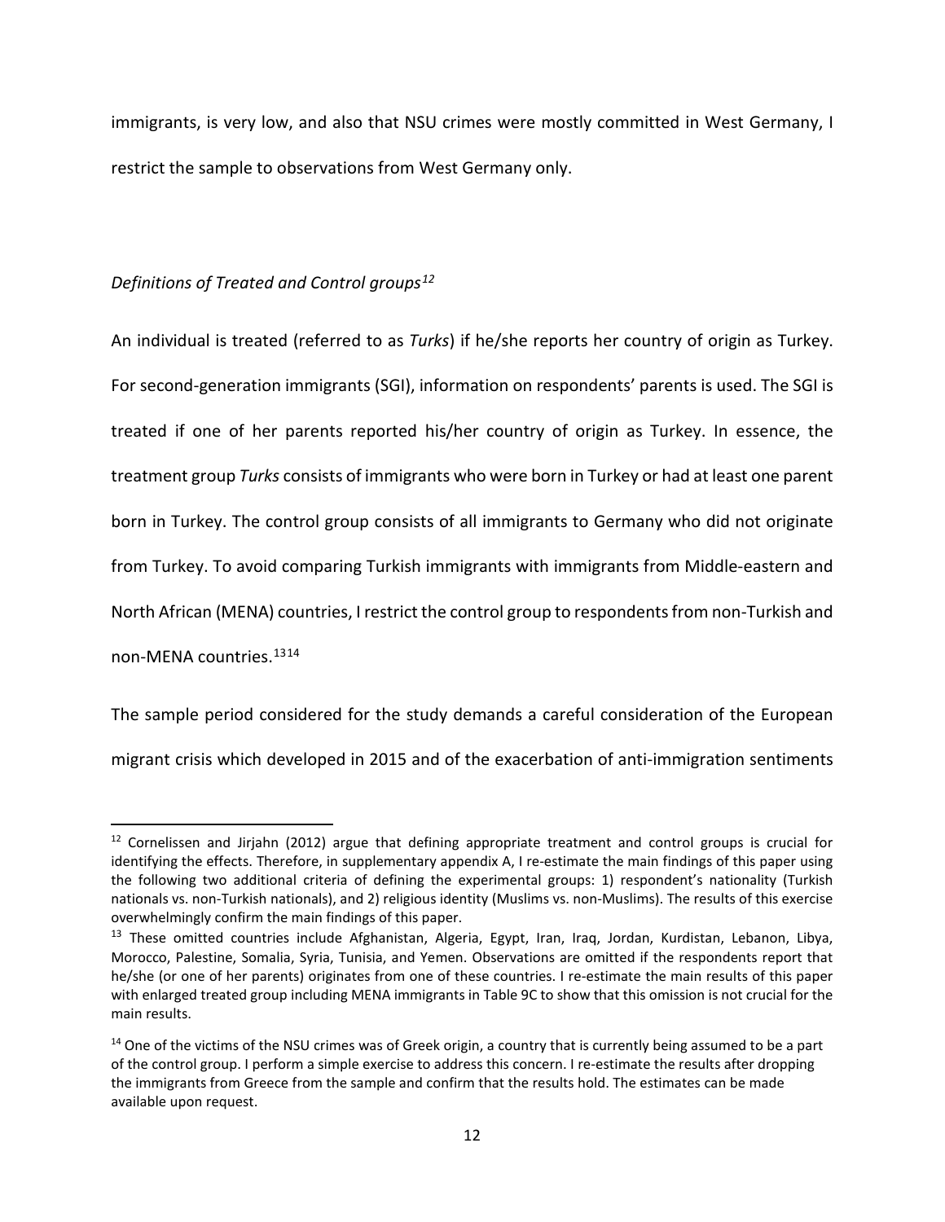immigrants, is very low, and also that NSU crimes were mostly committed in West Germany, I restrict the sample to observations from West Germany only.

*Definitions of Treated and Control groups*[12]

An individual is treated (referred to as *Turks*) if he/she reports her country of origin as Turkey. For second-generation immigrants (SGI), information on respondents' parents is used. The SGI is treated if one of her parents reported his/her country of origin as Turkey. In essence, the treatment group *Turks* consists of immigrants who were born in Turkey or had at least one parent born in Turkey. The control group consists of all immigrants to Germany who did not originate from Turkey. To avoid comparing Turkish immigrants with immigrants from Middle-eastern and North African (MENA) countries, I restrict the control group to respondents from non-Turkish and non-MENA countries.[13][14]

The sample period considered for the study demands a careful consideration of the European migrant crisis which developed in 2015 and of the exacerbation of anti-immigration sentiments

---

[12] Cornelissen and Jirjahn (2012) argue that defining appropriate treatment and control groups is crucial for identifying the effects. Therefore, in supplementary appendix A, I re-estimate the main findings of this paper using the following two additional criteria of defining the experimental groups: 1) respondent's nationality (Turkish nationals vs. non-Turkish nationals), and 2) religious identity (Muslims vs. non-Muslims). The results of this exercise overwhelmingly confirm the main findings of this paper.

[13] These omitted countries include Afghanistan, Algeria, Egypt, Iran, Iraq, Jordan, Kurdistan, Lebanon, Libya, Morocco, Palestine, Somalia, Syria, Tunisia, and Yemen. Observations are omitted if the respondents report that he/she (or one of her parents) originates from one of these countries. I re-estimate the main results of this paper with enlarged treated group including MENA immigrants in Table 9C to show that this omission is not crucial for the main results.

[14] One of the victims of the NSU crimes was of Greek origin, a country that is currently being assumed to be a part of the control group. I perform a simple exercise to address this concern. I re-estimate the results after dropping the immigrants from Greece from the sample and confirm that the results hold. The estimates can be made available upon request.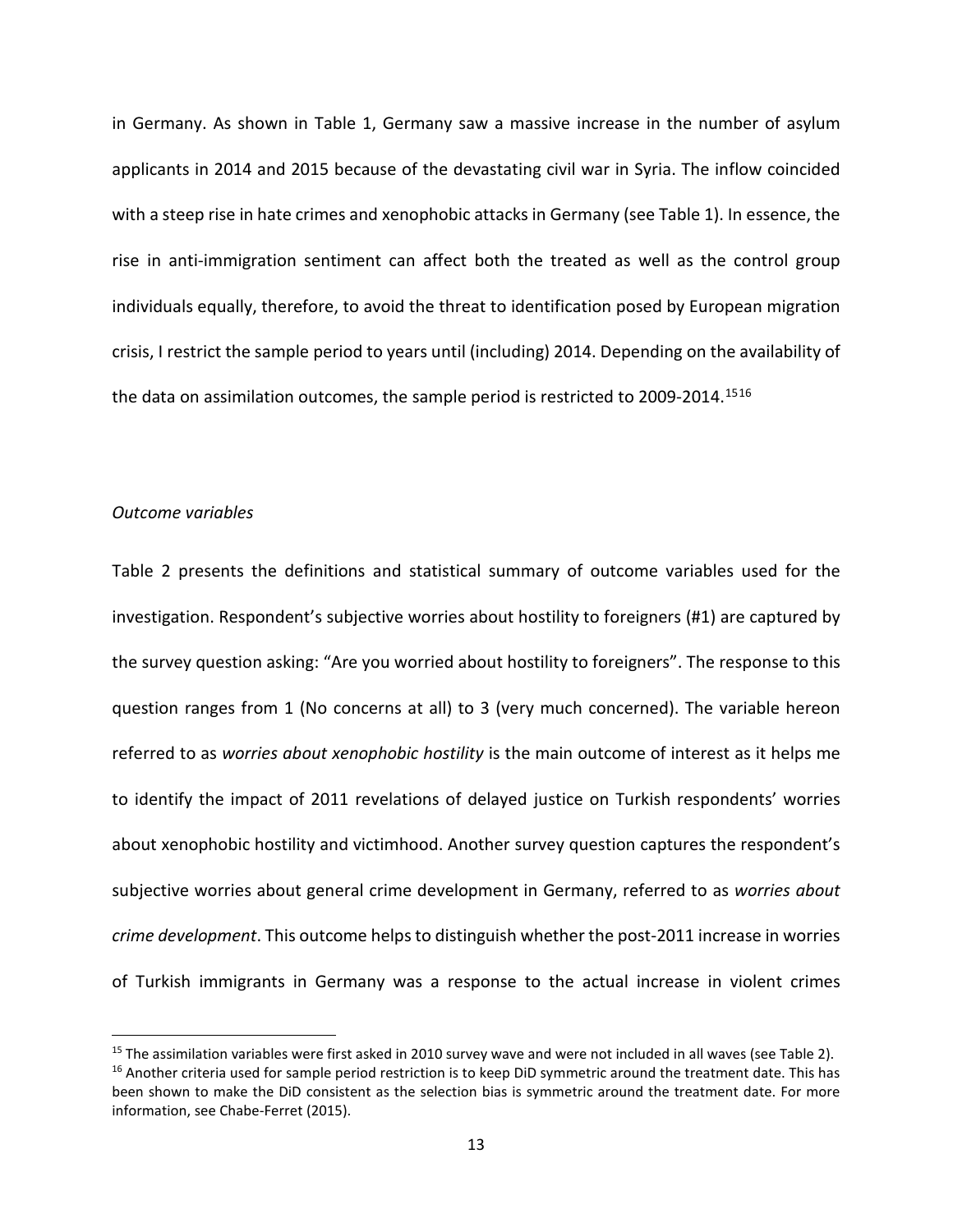in Germany. As shown in Table 1, Germany saw a massive increase in the number of asylum applicants in 2014 and 2015 because of the devastating civil war in Syria. The inflow coincided with a steep rise in hate crimes and xenophobic attacks in Germany (see Table 1). In essence, the rise in anti-immigration sentiment can affect both the treated as well as the control group individuals equally, therefore, to avoid the threat to identification posed by European migration crisis, I restrict the sample period to years until (including) 2014. Depending on the availability of the data on assimilation outcomes, the sample period is restricted to 2009-2014.[15][16]

*Outcome variables*

Table 2 presents the definitions and statistical summary of outcome variables used for the investigation. Respondent's subjective worries about hostility to foreigners (#1) are captured by the survey question asking: "Are you worried about hostility to foreigners". The response to this question ranges from 1 (No concerns at all) to 3 (very much concerned). The variable hereon referred to as *worries about xenophobic hostility* is the main outcome of interest as it helps me to identify the impact of 2011 revelations of delayed justice on Turkish respondents' worries about xenophobic hostility and victimhood. Another survey question captures the respondent's subjective worries about general crime development in Germany, referred to as *worries about crime development*. This outcome helps to distinguish whether the post-2011 increase in worries of Turkish immigrants in Germany was a response to the actual increase in violent crimes

---

[15] The assimilation variables were first asked in 2010 survey wave and were not included in all waves (see Table 2).

[16] Another criteria used for sample period restriction is to keep DiD symmetric around the treatment date. This has been shown to make the DiD consistent as the selection bias is symmetric around the treatment date. For more information, see Chabe-Ferret (2015).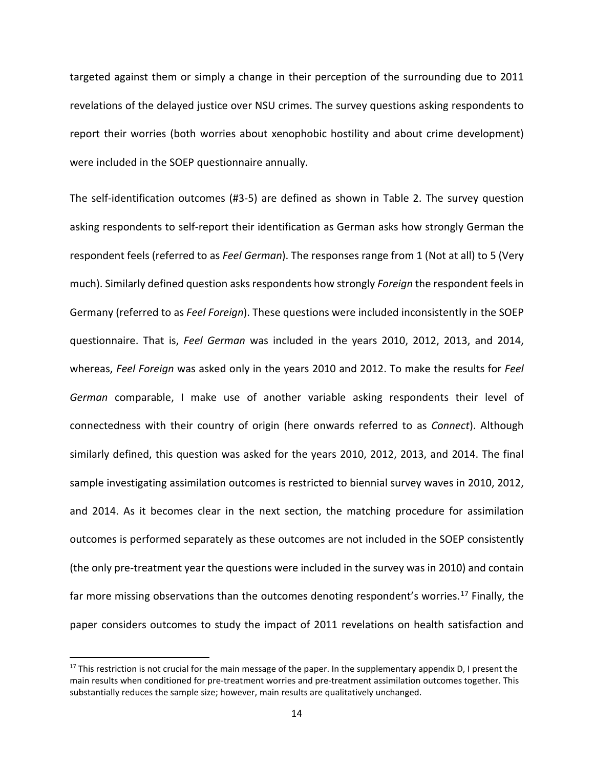targeted against them or simply a change in their perception of the surrounding due to 2011 revelations of the delayed justice over NSU crimes. The survey questions asking respondents to report their worries (both worries about xenophobic hostility and about crime development) were included in the SOEP questionnaire annually.

The self-identification outcomes (#3-5) are defined as shown in Table 2. The survey question asking respondents to self-report their identification as German asks how strongly German the respondent feels (referred to as *Feel German*). The responses range from 1 (Not at all) to 5 (Very much). Similarly defined question asks respondents how strongly *Foreign* the respondent feels in Germany (referred to as *Feel Foreign*). These questions were included inconsistently in the SOEP questionnaire. That is, *Feel German* was included in the years 2010, 2012, 2013, and 2014, whereas, *Feel Foreign* was asked only in the years 2010 and 2012. To make the results for *Feel German* comparable, I make use of another variable asking respondents their level of connectedness with their country of origin (here onwards referred to as *Connect*). Although similarly defined, this question was asked for the years 2010, 2012, 2013, and 2014. The final sample investigating assimilation outcomes is restricted to biennial survey waves in 2010, 2012, and 2014. As it becomes clear in the next section, the matching procedure for assimilation outcomes is performed separately as these outcomes are not included in the SOEP consistently (the only pre-treatment year the questions were included in the survey was in 2010) and contain far more missing observations than the outcomes denoting respondent's worries.[17] Finally, the paper considers outcomes to study the impact of 2011 revelations on health satisfaction and

[17] This restriction is not crucial for the main message of the paper. In the supplementary appendix D, I present the main results when conditioned for pre-treatment worries and pre-treatment assimilation outcomes together. This substantially reduces the sample size; however, main results are qualitatively unchanged.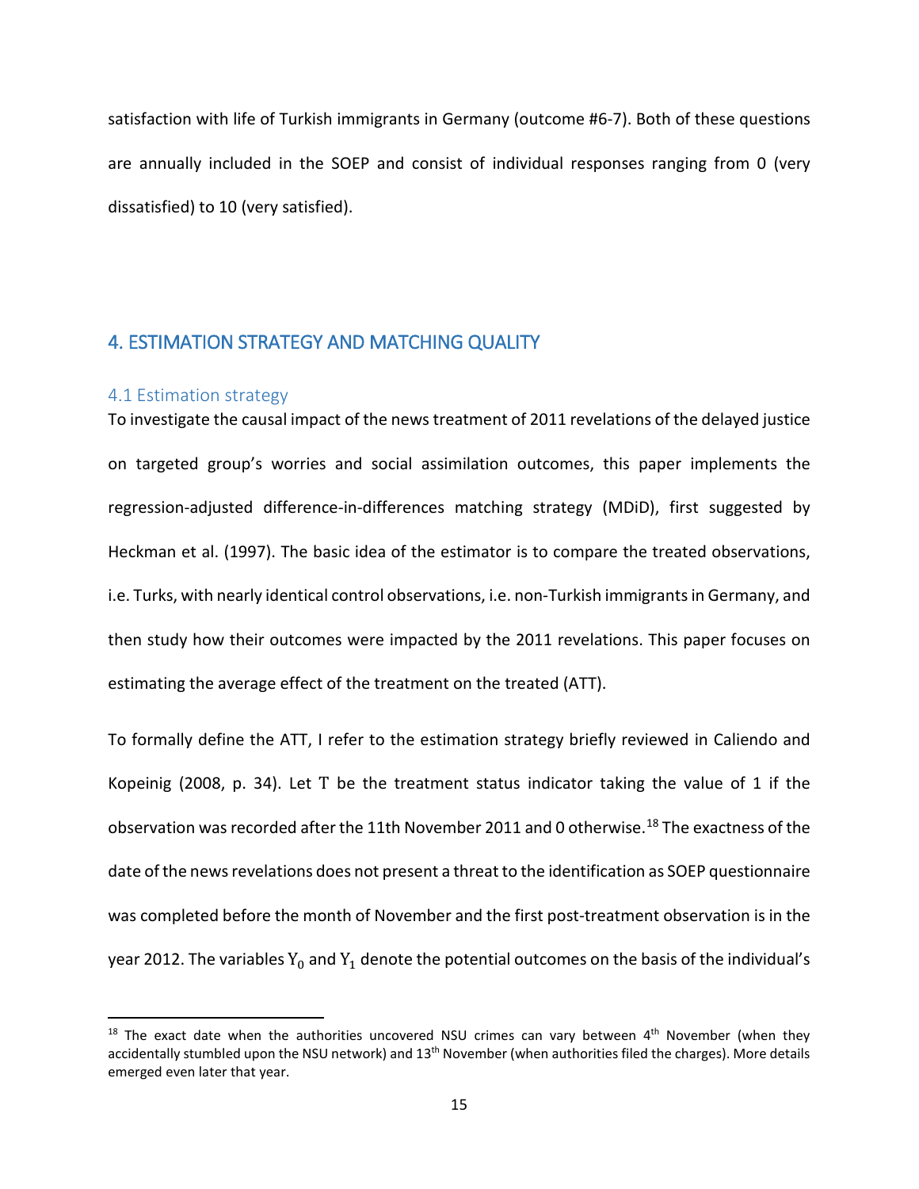satisfaction with life of Turkish immigrants in Germany (outcome #6-7). Both of these questions are annually included in the SOEP and consist of individual responses ranging from 0 (very dissatisfied) to 10 (very satisfied).

## 4. ESTIMATION STRATEGY AND MATCHING QUALITY

### 4.1 Estimation strategy

To investigate the causal impact of the news treatment of 2011 revelations of the delayed justice on targeted group's worries and social assimilation outcomes, this paper implements the regression-adjusted difference-in-differences matching strategy (MDiD), first suggested by Heckman et al. (1997). The basic idea of the estimator is to compare the treated observations, i.e. Turks, with nearly identical control observations, i.e. non-Turkish immigrants in Germany, and then study how their outcomes were impacted by the 2011 revelations. This paper focuses on estimating the average effect of the treatment on the treated (ATT).

To formally define the ATT, I refer to the estimation strategy briefly reviewed in Caliendo and Kopeinig (2008, p. 34). Let $\mathrm{T}$ be the treatment status indicator taking the value of 1 if the observation was recorded after the 11th November 2011 and 0 otherwise.[18] The exactness of the date of the news revelations does not present a threat to the identification as SOEP questionnaire was completed before the month of November and the first post-treatment observation is in the year 2012. The variables $\mathrm{Y}_0$ and $\mathrm{Y}_1$ denote the potential outcomes on the basis of the individual's

[18] The exact date when the authorities uncovered NSU crimes can vary between 4th November (when they accidentally stumbled upon the NSU network) and 13th November (when authorities filed the charges). More details emerged even later that year.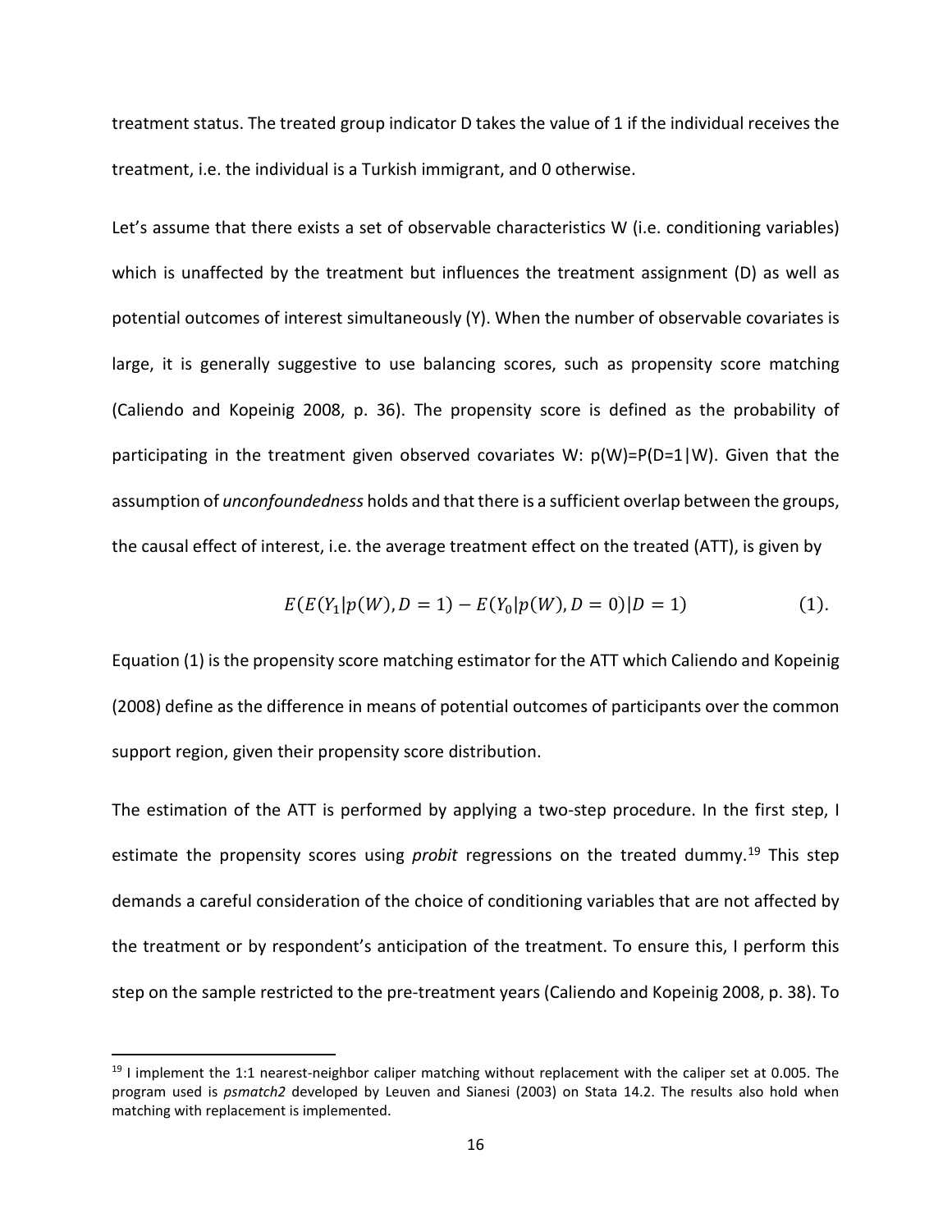treatment status. The treated group indicator D takes the value of 1 if the individual receives the treatment, i.e. the individual is a Turkish immigrant, and 0 otherwise.

Let's assume that there exists a set of observable characteristics W (i.e. conditioning variables) which is unaffected by the treatment but influences the treatment assignment (D) as well as potential outcomes of interest simultaneously (Y). When the number of observable covariates is large, it is generally suggestive to use balancing scores, such as propensity score matching (Caliendo and Kopeinig 2008, p. 36). The propensity score is defined as the probability of participating in the treatment given observed covariates W: $p(W)=P(D=1|W)$. Given that the assumption of *unconfoundedness* holds and that there is a sufficient overlap between the groups, the causal effect of interest, i.e. the average treatment effect on the treated (ATT), is given by

$$E(E(Y_1|p(W), D = 1) - E(Y_0|p(W), D = 0)|D = 1) \quad (1).$$

Equation (1) is the propensity score matching estimator for the ATT which Caliendo and Kopeinig (2008) define as the difference in means of potential outcomes of participants over the common support region, given their propensity score distribution.

The estimation of the ATT is performed by applying a two-step procedure. In the first step, I estimate the propensity scores using *probit* regressions on the treated dummy.[19] This step demands a careful consideration of the choice of conditioning variables that are not affected by the treatment or by respondent's anticipation of the treatment. To ensure this, I perform this step on the sample restricted to the pre-treatment years (Caliendo and Kopeinig 2008, p. 38). To

[19] I implement the 1:1 nearest-neighbor caliper matching without replacement with the caliper set at 0.005. The program used is *psmatch2* developed by Leuven and Sianesi (2003) on Stata 14.2. The results also hold when matching with replacement is implemented.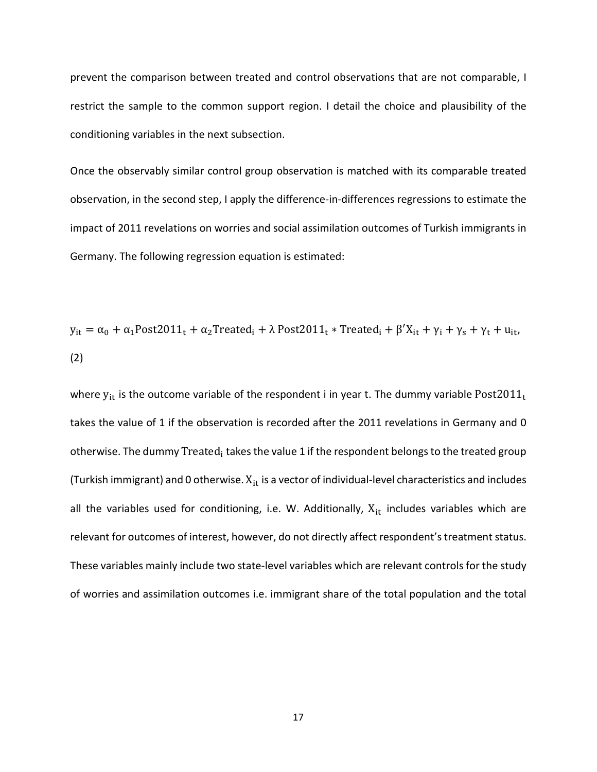prevent the comparison between treated and control observations that are not comparable, I restrict the sample to the common support region. I detail the choice and plausibility of the conditioning variables in the next subsection.

Once the observably similar control group observation is matched with its comparable treated observation, in the second step, I apply the difference-in-differences regressions to estimate the impact of 2011 revelations on worries and social assimilation outcomes of Turkish immigrants in Germany. The following regression equation is estimated:

$$y_{it} = \alpha_0 + \alpha_1 \text{Post2011}_t + \alpha_2 \text{Treated}_i + \lambda \, \text{Post2011}_t * \text{Treated}_i + \beta' X_{it} + \gamma_i + \gamma_s + \gamma_t + u_{it}, \quad (2)$$

where $y_{it}$ is the outcome variable of the respondent i in year t. The dummy variable $\text{Post2011}_t$ takes the value of 1 if the observation is recorded after the 2011 revelations in Germany and 0 otherwise. The dummy $\text{Treated}_i$ takes the value 1 if the respondent belongs to the treated group (Turkish immigrant) and 0 otherwise. $X_{it}$ is a vector of individual-level characteristics and includes all the variables used for conditioning, i.e. W. Additionally, $X_{it}$ includes variables which are relevant for outcomes of interest, however, do not directly affect respondent's treatment status. These variables mainly include two state-level variables which are relevant controls for the study of worries and assimilation outcomes i.e. immigrant share of the total population and the total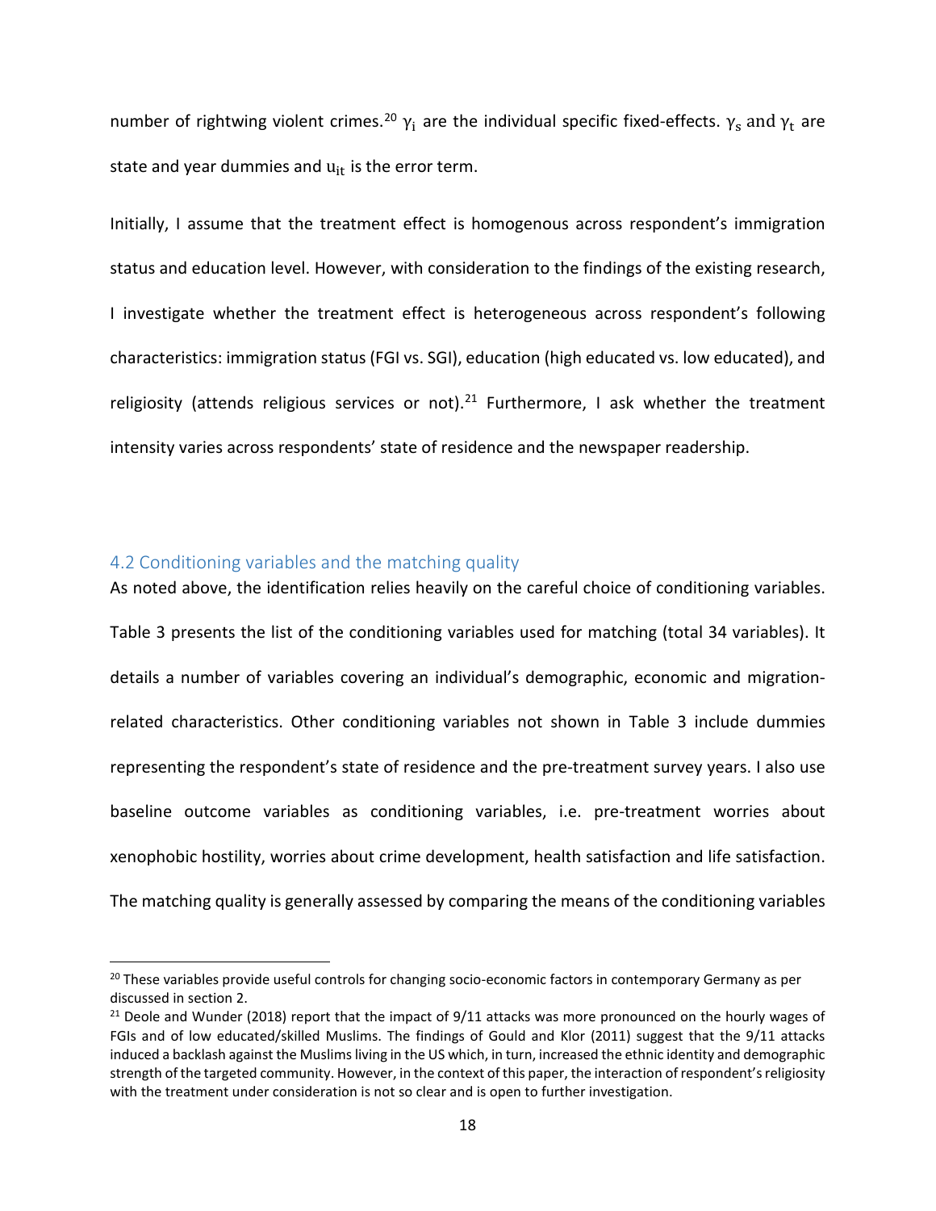number of rightwing violent crimes.[20] $\gamma_i$ are the individual specific fixed-effects. $\gamma_s$ and $\gamma_t$ are state and year dummies and $u_{it}$ is the error term.

Initially, I assume that the treatment effect is homogenous across respondent's immigration status and education level. However, with consideration to the findings of the existing research, I investigate whether the treatment effect is heterogeneous across respondent's following characteristics: immigration status (FGI vs. SGI), education (high educated vs. low educated), and religiosity (attends religious services or not).[21] Furthermore, I ask whether the treatment intensity varies across respondents' state of residence and the newspaper readership.

## 4.2 Conditioning variables and the matching quality

As noted above, the identification relies heavily on the careful choice of conditioning variables. Table 3 presents the list of the conditioning variables used for matching (total 34 variables). It details a number of variables covering an individual's demographic, economic and migration-related characteristics. Other conditioning variables not shown in Table 3 include dummies representing the respondent's state of residence and the pre-treatment survey years. I also use baseline outcome variables as conditioning variables, i.e. pre-treatment worries about xenophobic hostility, worries about crime development, health satisfaction and life satisfaction. The matching quality is generally assessed by comparing the means of the conditioning variables

---

[20] These variables provide useful controls for changing socio-economic factors in contemporary Germany as per discussed in section 2.

[21] Deole and Wunder (2018) report that the impact of 9/11 attacks was more pronounced on the hourly wages of FGIs and of low educated/skilled Muslims. The findings of Gould and Klor (2011) suggest that the 9/11 attacks induced a backlash against the Muslims living in the US which, in turn, increased the ethnic identity and demographic strength of the targeted community. However, in the context of this paper, the interaction of respondent's religiosity with the treatment under consideration is not so clear and is open to further investigation.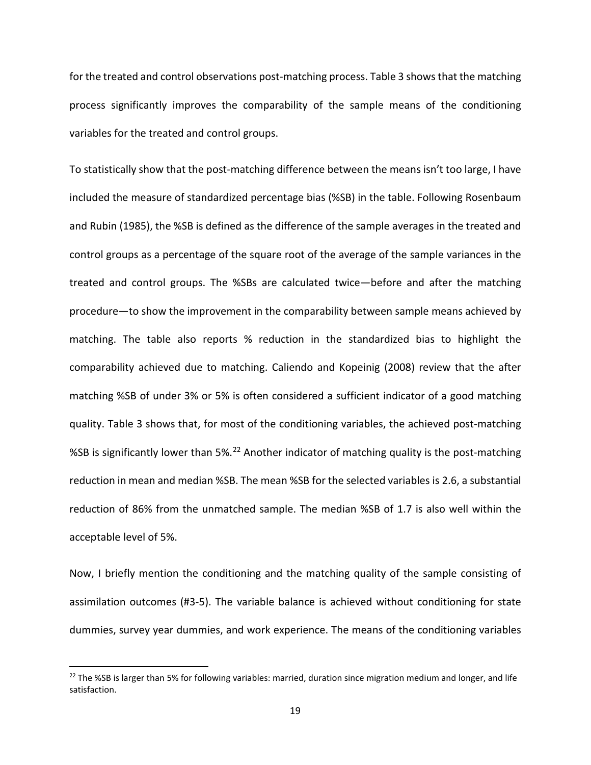for the treated and control observations post-matching process. Table 3 shows that the matching process significantly improves the comparability of the sample means of the conditioning variables for the treated and control groups.

To statistically show that the post-matching difference between the means isn't too large, I have included the measure of standardized percentage bias (%SB) in the table. Following Rosenbaum and Rubin (1985), the %SB is defined as the difference of the sample averages in the treated and control groups as a percentage of the square root of the average of the sample variances in the treated and control groups. The %SBs are calculated twice—before and after the matching procedure—to show the improvement in the comparability between sample means achieved by matching. The table also reports % reduction in the standardized bias to highlight the comparability achieved due to matching. Caliendo and Kopeinig (2008) review that the after matching %SB of under 3% or 5% is often considered a sufficient indicator of a good matching quality. Table 3 shows that, for most of the conditioning variables, the achieved post-matching %SB is significantly lower than 5%.[22] Another indicator of matching quality is the post-matching reduction in mean and median %SB. The mean %SB for the selected variables is 2.6, a substantial reduction of 86% from the unmatched sample. The median %SB of 1.7 is also well within the acceptable level of 5%.

Now, I briefly mention the conditioning and the matching quality of the sample consisting of assimilation outcomes (#3-5). The variable balance is achieved without conditioning for state dummies, survey year dummies, and work experience. The means of the conditioning variables

[22] The %SB is larger than 5% for following variables: married, duration since migration medium and longer, and life satisfaction.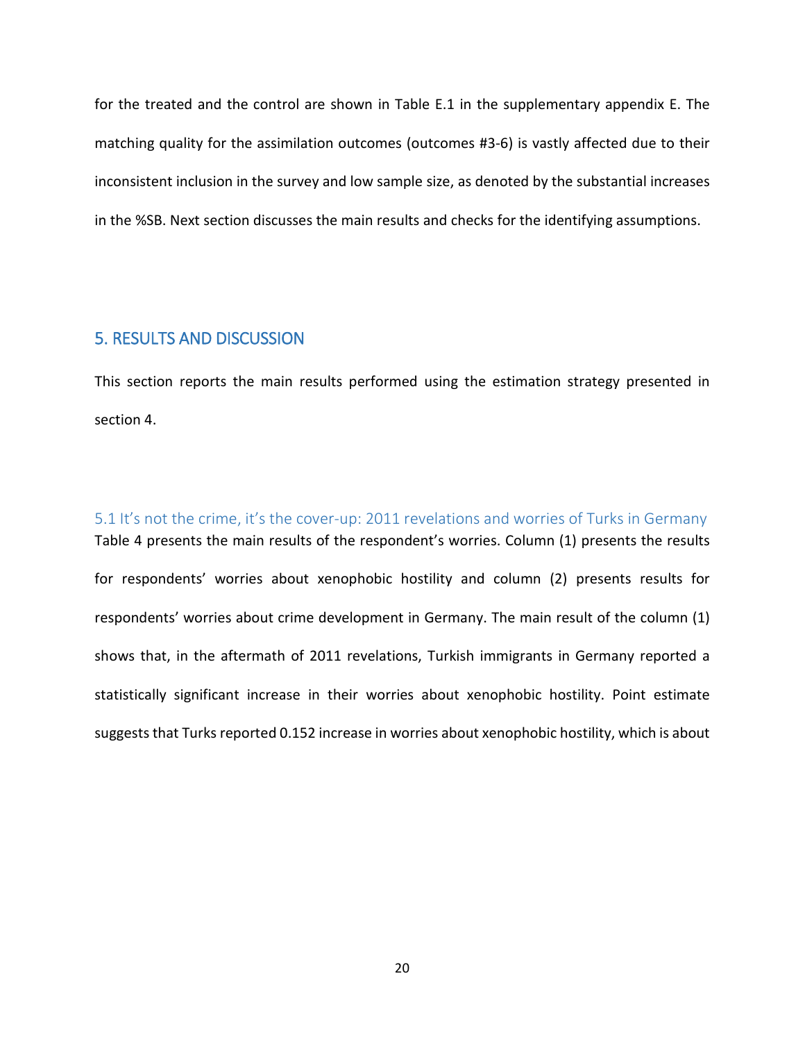for the treated and the control are shown in Table E.1 in the supplementary appendix E. The matching quality for the assimilation outcomes (outcomes #3-6) is vastly affected due to their inconsistent inclusion in the survey and low sample size, as denoted by the substantial increases in the %SB. Next section discusses the main results and checks for the identifying assumptions.

## 5. RESULTS AND DISCUSSION

This section reports the main results performed using the estimation strategy presented in section 4.

### 5.1 It's not the crime, it's the cover-up: 2011 revelations and worries of Turks in Germany

Table 4 presents the main results of the respondent's worries. Column (1) presents the results for respondents' worries about xenophobic hostility and column (2) presents results for respondents' worries about crime development in Germany. The main result of the column (1) shows that, in the aftermath of 2011 revelations, Turkish immigrants in Germany reported a statistically significant increase in their worries about xenophobic hostility. Point estimate suggests that Turks reported 0.152 increase in worries about xenophobic hostility, which is about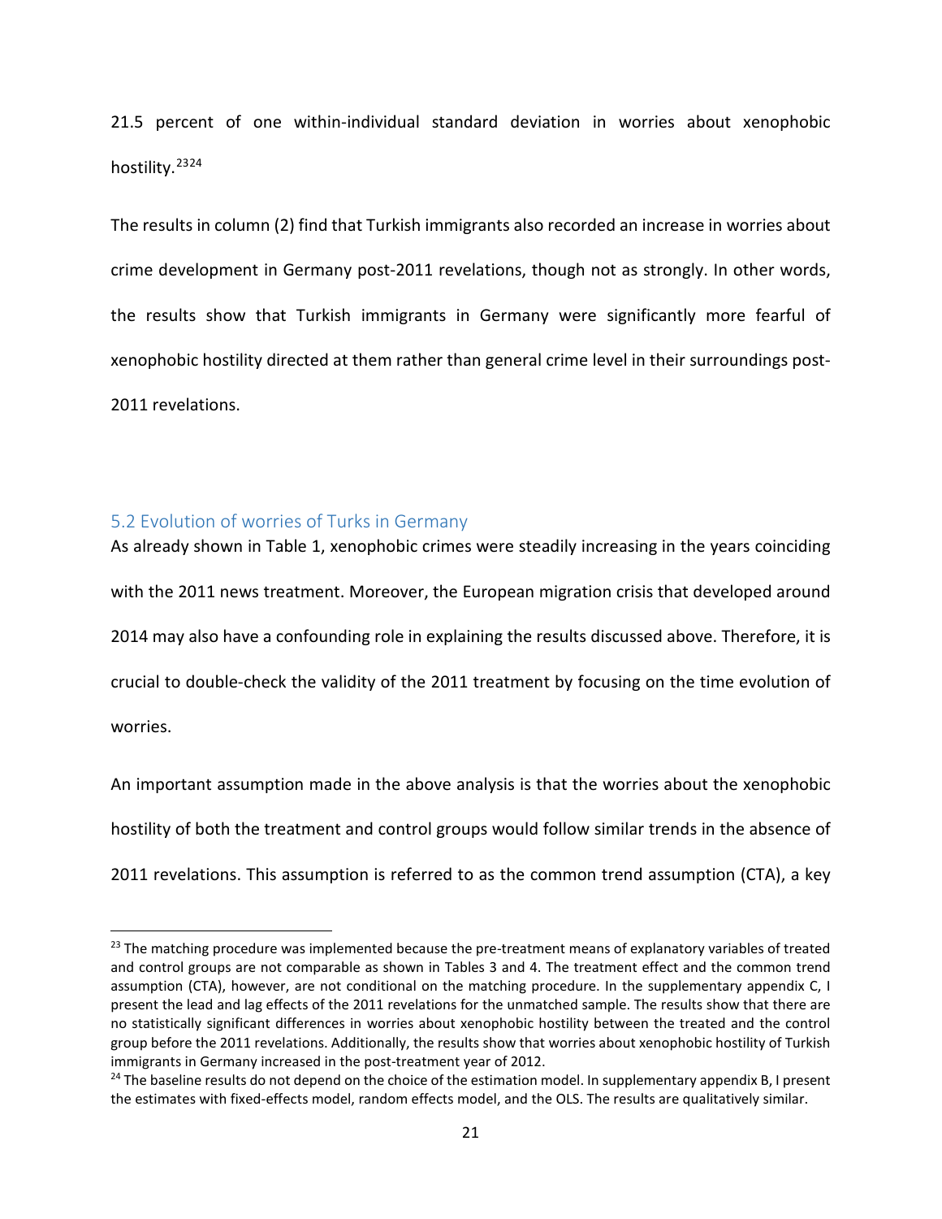21.5 percent of one within-individual standard deviation in worries about xenophobic hostility.[23][24]

The results in column (2) find that Turkish immigrants also recorded an increase in worries about crime development in Germany post-2011 revelations, though not as strongly. In other words, the results show that Turkish immigrants in Germany were significantly more fearful of xenophobic hostility directed at them rather than general crime level in their surroundings post-2011 revelations.

## 5.2 Evolution of worries of Turks in Germany

As already shown in Table 1, xenophobic crimes were steadily increasing in the years coinciding with the 2011 news treatment. Moreover, the European migration crisis that developed around 2014 may also have a confounding role in explaining the results discussed above. Therefore, it is crucial to double-check the validity of the 2011 treatment by focusing on the time evolution of worries.

An important assumption made in the above analysis is that the worries about the xenophobic hostility of both the treatment and control groups would follow similar trends in the absence of 2011 revelations. This assumption is referred to as the common trend assumption (CTA), a key

---

[23] The matching procedure was implemented because the pre-treatment means of explanatory variables of treated and control groups are not comparable as shown in Tables 3 and 4. The treatment effect and the common trend assumption (CTA), however, are not conditional on the matching procedure. In the supplementary appendix C, I present the lead and lag effects of the 2011 revelations for the unmatched sample. The results show that there are no statistically significant differences in worries about xenophobic hostility between the treated and the control group before the 2011 revelations. Additionally, the results show that worries about xenophobic hostility of Turkish immigrants in Germany increased in the post-treatment year of 2012.

[24] The baseline results do not depend on the choice of the estimation model. In supplementary appendix B, I present the estimates with fixed-effects model, random effects model, and the OLS. The results are qualitatively similar.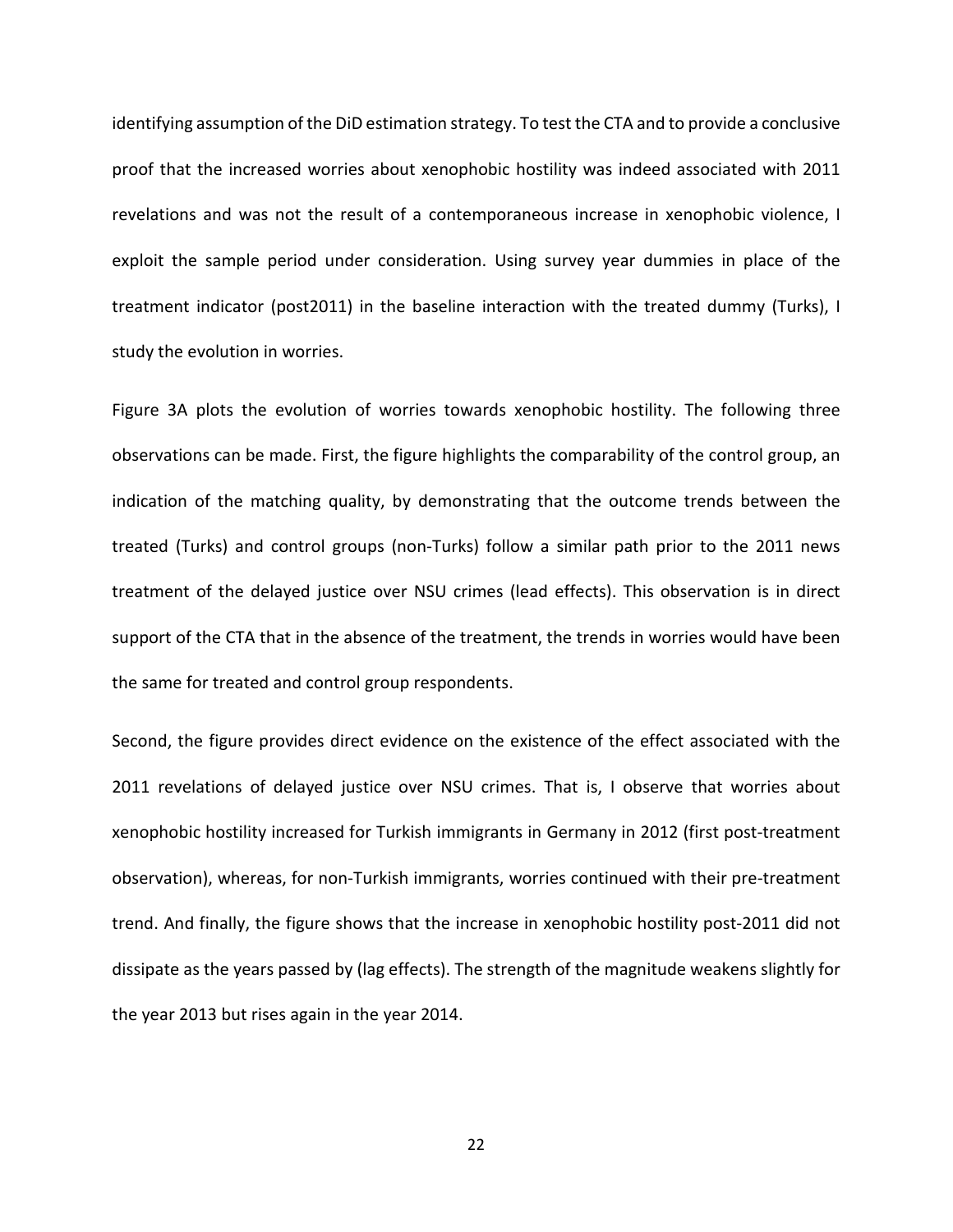identifying assumption of the DiD estimation strategy. To test the CTA and to provide a conclusive proof that the increased worries about xenophobic hostility was indeed associated with 2011 revelations and was not the result of a contemporaneous increase in xenophobic violence, I exploit the sample period under consideration. Using survey year dummies in place of the treatment indicator (post2011) in the baseline interaction with the treated dummy (Turks), I study the evolution in worries.

Figure 3A plots the evolution of worries towards xenophobic hostility. The following three observations can be made. First, the figure highlights the comparability of the control group, an indication of the matching quality, by demonstrating that the outcome trends between the treated (Turks) and control groups (non-Turks) follow a similar path prior to the 2011 news treatment of the delayed justice over NSU crimes (lead effects). This observation is in direct support of the CTA that in the absence of the treatment, the trends in worries would have been the same for treated and control group respondents.

Second, the figure provides direct evidence on the existence of the effect associated with the 2011 revelations of delayed justice over NSU crimes. That is, I observe that worries about xenophobic hostility increased for Turkish immigrants in Germany in 2012 (first post-treatment observation), whereas, for non-Turkish immigrants, worries continued with their pre-treatment trend. And finally, the figure shows that the increase in xenophobic hostility post-2011 did not dissipate as the years passed by (lag effects). The strength of the magnitude weakens slightly for the year 2013 but rises again in the year 2014.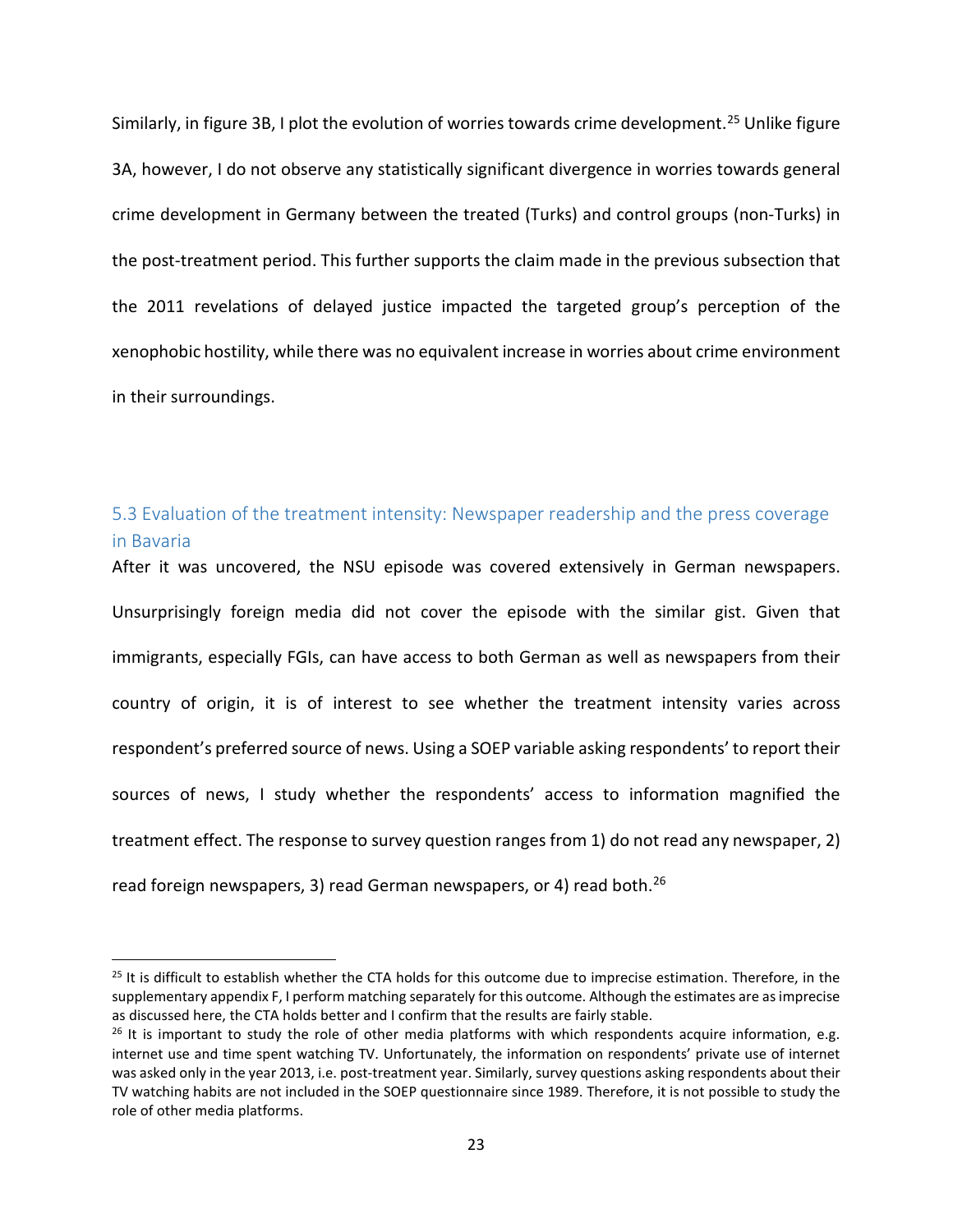Similarly, in figure 3B, I plot the evolution of worries towards crime development.[25] Unlike figure 3A, however, I do not observe any statistically significant divergence in worries towards general crime development in Germany between the treated (Turks) and control groups (non-Turks) in the post-treatment period. This further supports the claim made in the previous subsection that the 2011 revelations of delayed justice impacted the targeted group's perception of the xenophobic hostility, while there was no equivalent increase in worries about crime environment in their surroundings.

### 5.3 Evaluation of the treatment intensity: Newspaper readership and the press coverage in Bavaria

After it was uncovered, the NSU episode was covered extensively in German newspapers. Unsurprisingly foreign media did not cover the episode with the similar gist. Given that immigrants, especially FGIs, can have access to both German as well as newspapers from their country of origin, it is of interest to see whether the treatment intensity varies across respondent's preferred source of news. Using a SOEP variable asking respondents' to report their sources of news, I study whether the respondents' access to information magnified the treatment effect. The response to survey question ranges from 1) do not read any newspaper, 2) read foreign newspapers, 3) read German newspapers, or 4) read both.[26]

---

[25] It is difficult to establish whether the CTA holds for this outcome due to imprecise estimation. Therefore, in the supplementary appendix F, I perform matching separately for this outcome. Although the estimates are as imprecise as discussed here, the CTA holds better and I confirm that the results are fairly stable.

[26] It is important to study the role of other media platforms with which respondents acquire information, e.g. internet use and time spent watching TV. Unfortunately, the information on respondents' private use of internet was asked only in the year 2013, i.e. post-treatment year. Similarly, survey questions asking respondents about their TV watching habits are not included in the SOEP questionnaire since 1989. Therefore, it is not possible to study the role of other media platforms.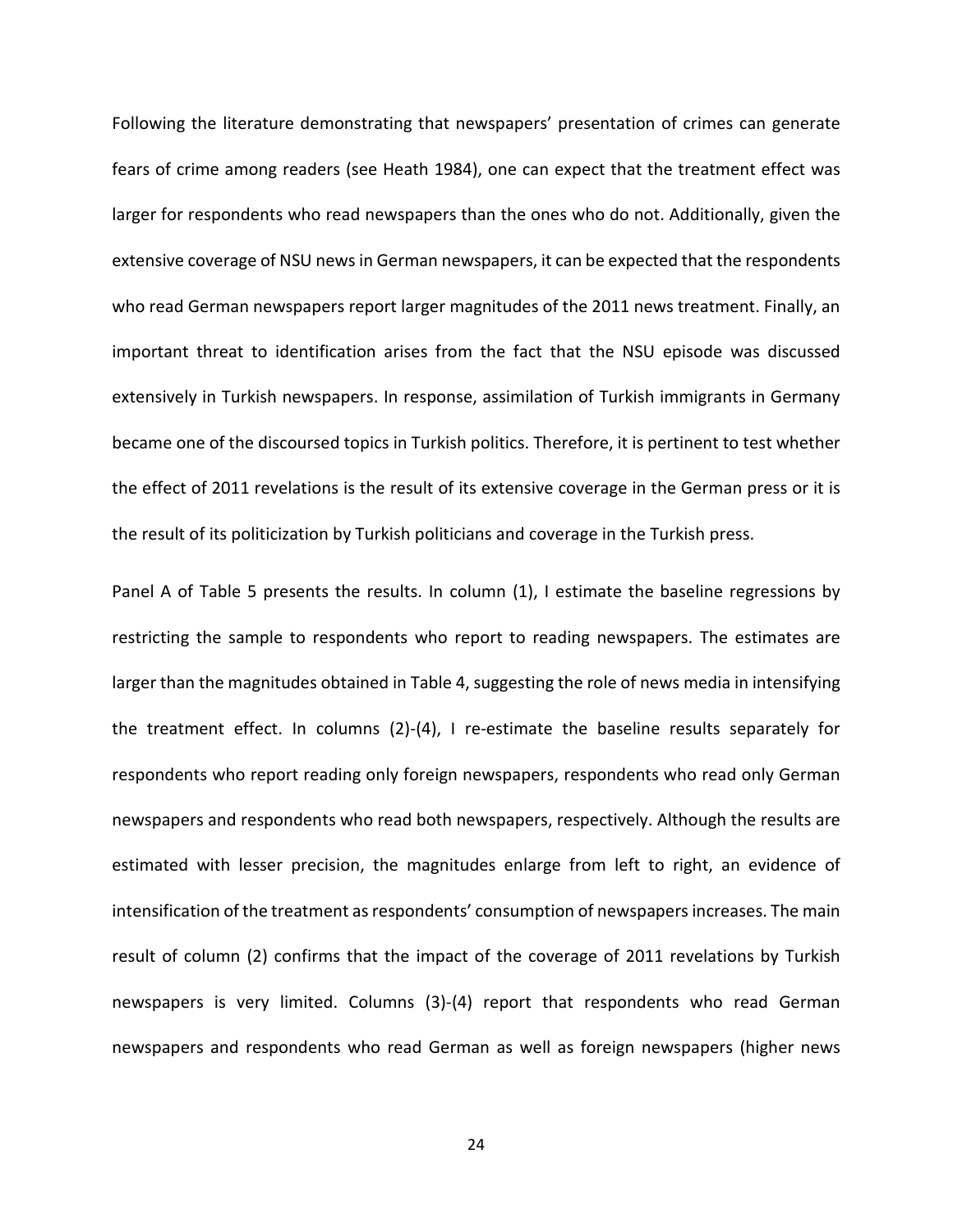Following the literature demonstrating that newspapers' presentation of crimes can generate fears of crime among readers (see Heath 1984), one can expect that the treatment effect was larger for respondents who read newspapers than the ones who do not. Additionally, given the extensive coverage of NSU news in German newspapers, it can be expected that the respondents who read German newspapers report larger magnitudes of the 2011 news treatment. Finally, an important threat to identification arises from the fact that the NSU episode was discussed extensively in Turkish newspapers. In response, assimilation of Turkish immigrants in Germany became one of the discoursed topics in Turkish politics. Therefore, it is pertinent to test whether the effect of 2011 revelations is the result of its extensive coverage in the German press or it is the result of its politicization by Turkish politicians and coverage in the Turkish press.

Panel A of Table 5 presents the results. In column (1), I estimate the baseline regressions by restricting the sample to respondents who report to reading newspapers. The estimates are larger than the magnitudes obtained in Table 4, suggesting the role of news media in intensifying the treatment effect. In columns (2)-(4), I re-estimate the baseline results separately for respondents who report reading only foreign newspapers, respondents who read only German newspapers and respondents who read both newspapers, respectively. Although the results are estimated with lesser precision, the magnitudes enlarge from left to right, an evidence of intensification of the treatment as respondents' consumption of newspapers increases. The main result of column (2) confirms that the impact of the coverage of 2011 revelations by Turkish newspapers is very limited. Columns (3)-(4) report that respondents who read German newspapers and respondents who read German as well as foreign newspapers (higher news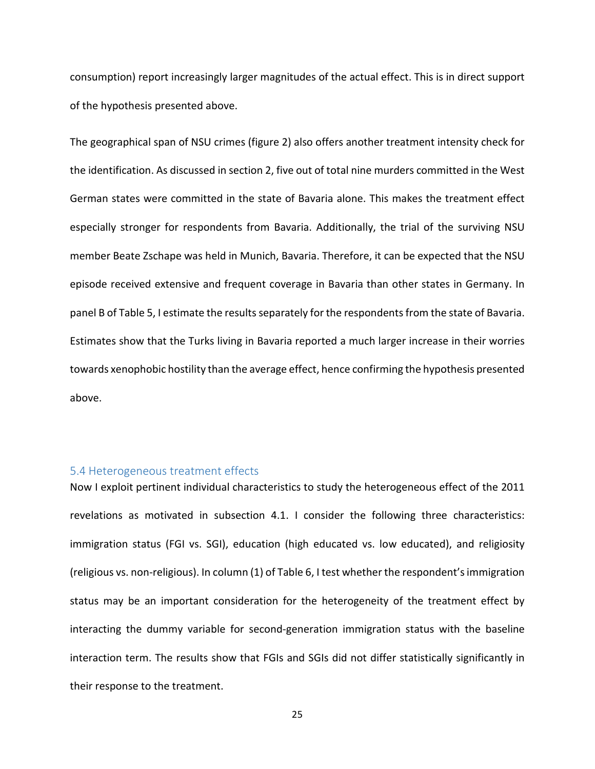consumption) report increasingly larger magnitudes of the actual effect. This is in direct support of the hypothesis presented above.

The geographical span of NSU crimes (figure 2) also offers another treatment intensity check for the identification. As discussed in section 2, five out of total nine murders committed in the West German states were committed in the state of Bavaria alone. This makes the treatment effect especially stronger for respondents from Bavaria. Additionally, the trial of the surviving NSU member Beate Zschape was held in Munich, Bavaria. Therefore, it can be expected that the NSU episode received extensive and frequent coverage in Bavaria than other states in Germany. In panel B of Table 5, I estimate the results separately for the respondents from the state of Bavaria. Estimates show that the Turks living in Bavaria reported a much larger increase in their worries towards xenophobic hostility than the average effect, hence confirming the hypothesis presented above.

### 5.4 Heterogeneous treatment effects

Now I exploit pertinent individual characteristics to study the heterogeneous effect of the 2011 revelations as motivated in subsection 4.1. I consider the following three characteristics: immigration status (FGI vs. SGI), education (high educated vs. low educated), and religiosity (religious vs. non-religious). In column (1) of Table 6, I test whether the respondent's immigration status may be an important consideration for the heterogeneity of the treatment effect by interacting the dummy variable for second-generation immigration status with the baseline interaction term. The results show that FGIs and SGIs did not differ statistically significantly in their response to the treatment.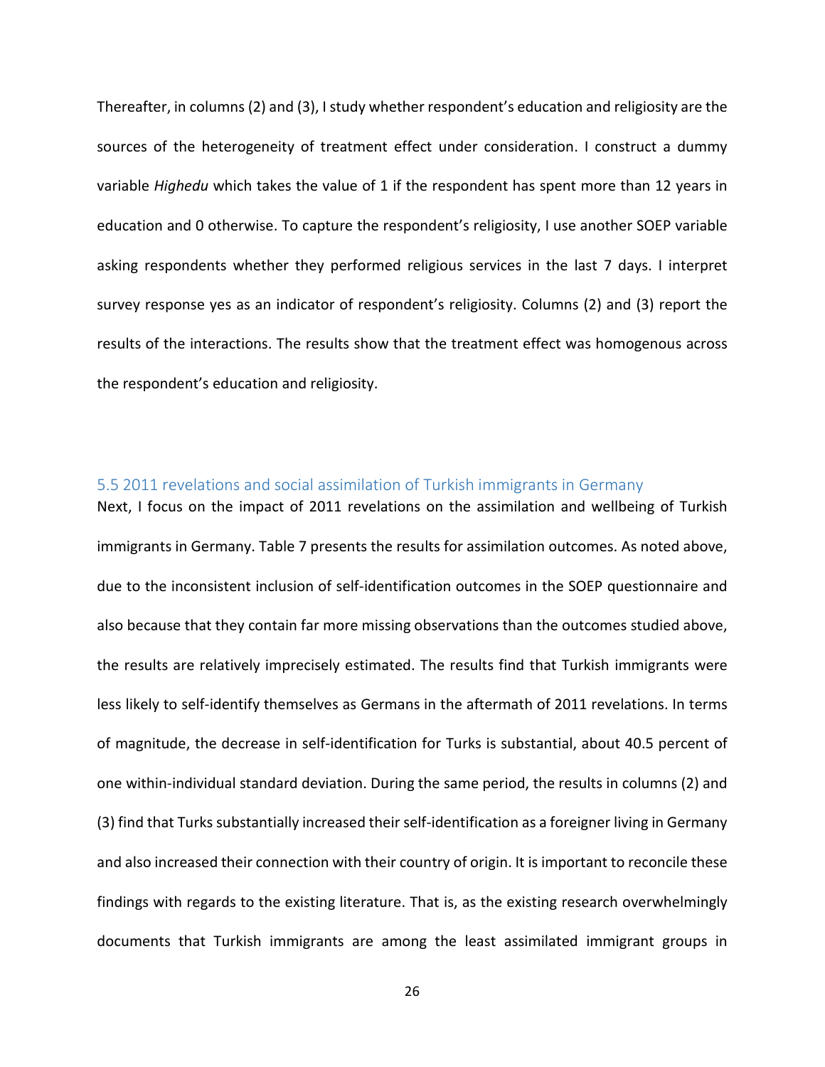Thereafter, in columns (2) and (3), I study whether respondent's education and religiosity are the sources of the heterogeneity of treatment effect under consideration. I construct a dummy variable *Highedu* which takes the value of 1 if the respondent has spent more than 12 years in education and 0 otherwise. To capture the respondent's religiosity, I use another SOEP variable asking respondents whether they performed religious services in the last 7 days. I interpret survey response yes as an indicator of respondent's religiosity. Columns (2) and (3) report the results of the interactions. The results show that the treatment effect was homogenous across the respondent's education and religiosity.

### 5.5 2011 revelations and social assimilation of Turkish immigrants in Germany

Next, I focus on the impact of 2011 revelations on the assimilation and wellbeing of Turkish immigrants in Germany. Table 7 presents the results for assimilation outcomes. As noted above, due to the inconsistent inclusion of self-identification outcomes in the SOEP questionnaire and also because that they contain far more missing observations than the outcomes studied above, the results are relatively imprecisely estimated. The results find that Turkish immigrants were less likely to self-identify themselves as Germans in the aftermath of 2011 revelations. In terms of magnitude, the decrease in self-identification for Turks is substantial, about 40.5 percent of one within-individual standard deviation. During the same period, the results in columns (2) and (3) find that Turks substantially increased their self-identification as a foreigner living in Germany and also increased their connection with their country of origin. It is important to reconcile these findings with regards to the existing literature. That is, as the existing research overwhelmingly documents that Turkish immigrants are among the least assimilated immigrant groups in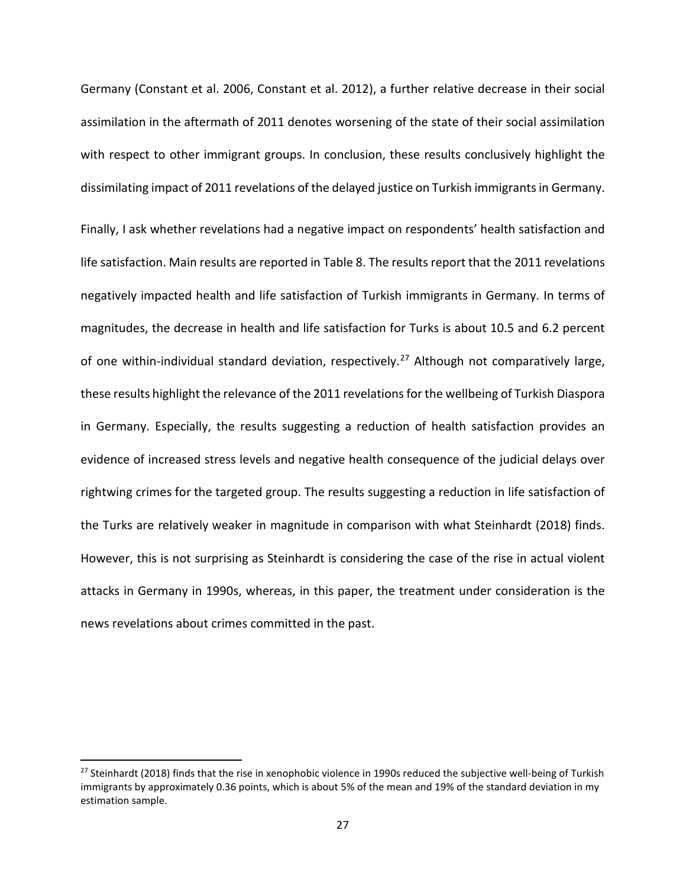Germany (Constant et al. 2006, Constant et al. 2012), a further relative decrease in their social assimilation in the aftermath of 2011 denotes worsening of the state of their social assimilation with respect to other immigrant groups. In conclusion, these results conclusively highlight the dissimilating impact of 2011 revelations of the delayed justice on Turkish immigrants in Germany.

Finally, I ask whether revelations had a negative impact on respondents' health satisfaction and life satisfaction. Main results are reported in Table 8. The results report that the 2011 revelations negatively impacted health and life satisfaction of Turkish immigrants in Germany. In terms of magnitudes, the decrease in health and life satisfaction for Turks is about 10.5 and 6.2 percent of one within-individual standard deviation, respectively.[27] Although not comparatively large, these results highlight the relevance of the 2011 revelations for the wellbeing of Turkish Diaspora in Germany. Especially, the results suggesting a reduction of health satisfaction provides an evidence of increased stress levels and negative health consequence of the judicial delays over rightwing crimes for the targeted group. The results suggesting a reduction in life satisfaction of the Turks are relatively weaker in magnitude in comparison with what Steinhardt (2018) finds. However, this is not surprising as Steinhardt is considering the case of the rise in actual violent attacks in Germany in 1990s, whereas, in this paper, the treatment under consideration is the news revelations about crimes committed in the past.

[27] Steinhardt (2018) finds that the rise in xenophobic violence in 1990s reduced the subjective well-being of Turkish immigrants by approximately 0.36 points, which is about 5% of the mean and 19% of the standard deviation in my estimation sample.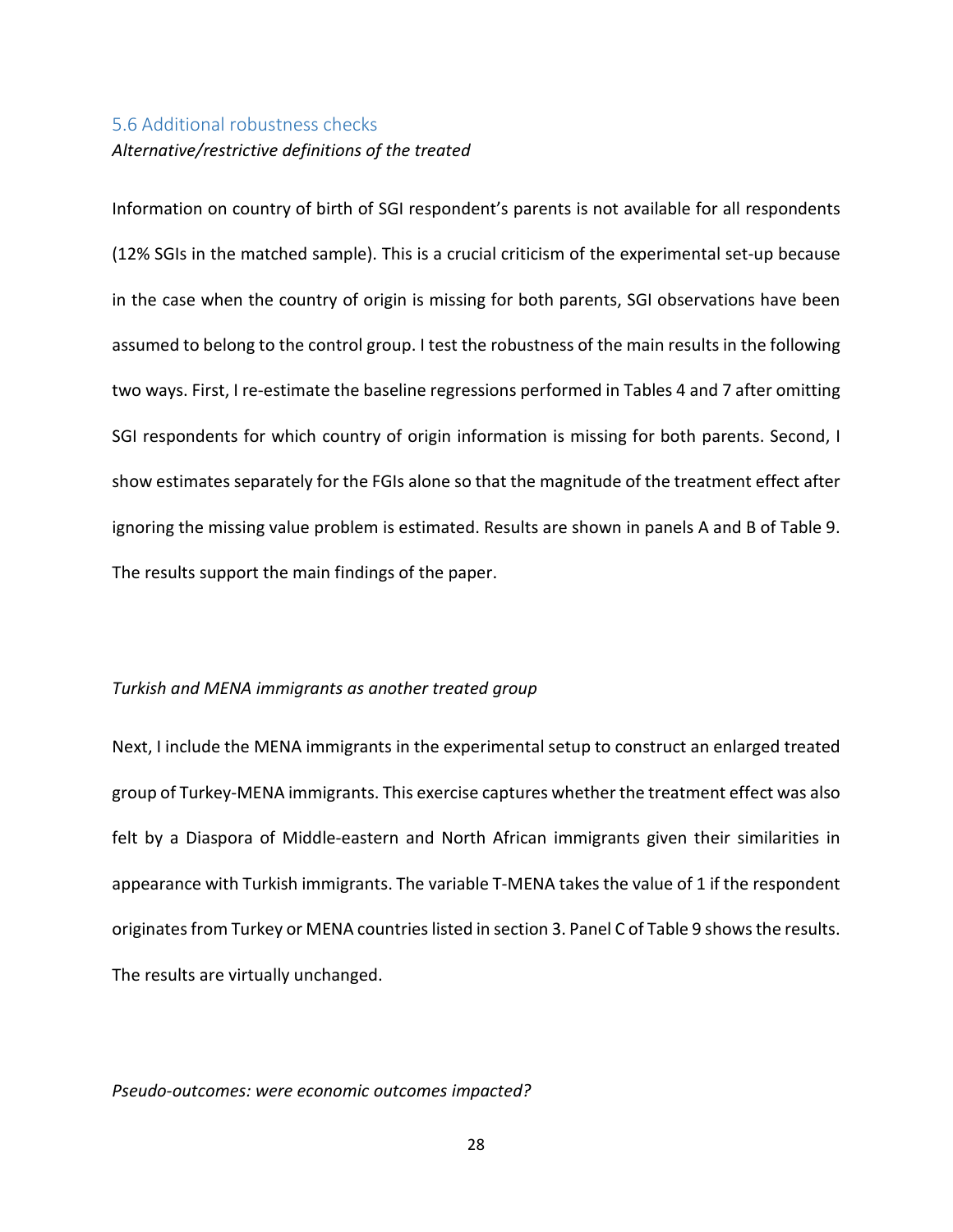### 5.6 Additional robustness checks

*Alternative/restrictive definitions of the treated*

Information on country of birth of SGI respondent's parents is not available for all respondents (12% SGIs in the matched sample). This is a crucial criticism of the experimental set-up because in the case when the country of origin is missing for both parents, SGI observations have been assumed to belong to the control group. I test the robustness of the main results in the following two ways. First, I re-estimate the baseline regressions performed in Tables 4 and 7 after omitting SGI respondents for which country of origin information is missing for both parents. Second, I show estimates separately for the FGIs alone so that the magnitude of the treatment effect after ignoring the missing value problem is estimated. Results are shown in panels A and B of Table 9. The results support the main findings of the paper.

*Turkish and MENA immigrants as another treated group*

Next, I include the MENA immigrants in the experimental setup to construct an enlarged treated group of Turkey-MENA immigrants. This exercise captures whether the treatment effect was also felt by a Diaspora of Middle-eastern and North African immigrants given their similarities in appearance with Turkish immigrants. The variable T-MENA takes the value of 1 if the respondent originates from Turkey or MENA countries listed in section 3. Panel C of Table 9 shows the results. The results are virtually unchanged.

*Pseudo-outcomes: were economic outcomes impacted?*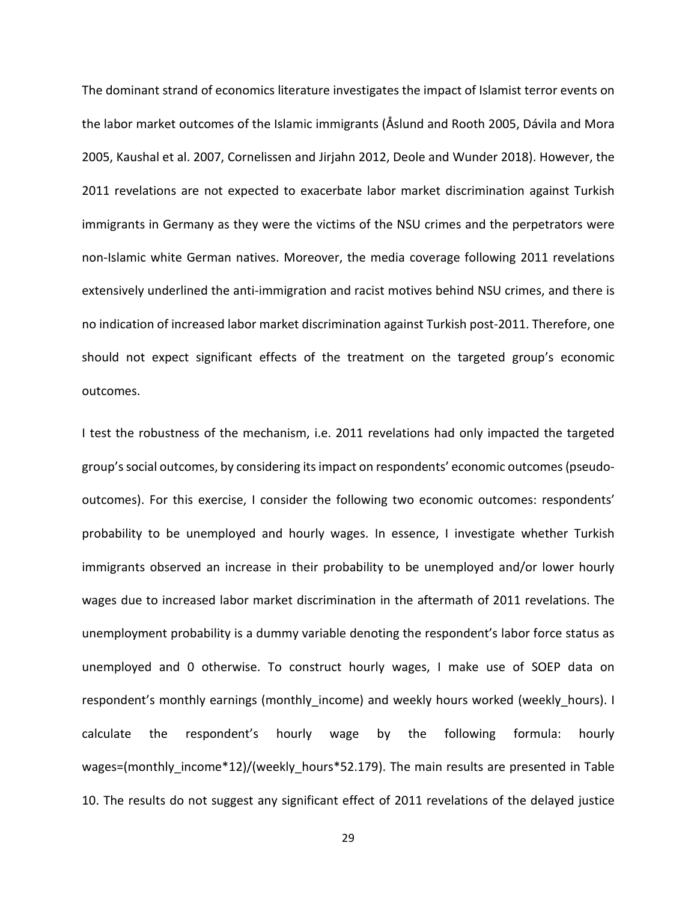The dominant strand of economics literature investigates the impact of Islamist terror events on the labor market outcomes of the Islamic immigrants (Åslund and Rooth 2005, Dávila and Mora 2005, Kaushal et al. 2007, Cornelissen and Jirjahn 2012, Deole and Wunder 2018). However, the 2011 revelations are not expected to exacerbate labor market discrimination against Turkish immigrants in Germany as they were the victims of the NSU crimes and the perpetrators were non-Islamic white German natives. Moreover, the media coverage following 2011 revelations extensively underlined the anti-immigration and racist motives behind NSU crimes, and there is no indication of increased labor market discrimination against Turkish post-2011. Therefore, one should not expect significant effects of the treatment on the targeted group's economic outcomes.

I test the robustness of the mechanism, i.e. 2011 revelations had only impacted the targeted group's social outcomes, by considering its impact on respondents' economic outcomes (pseudo-outcomes). For this exercise, I consider the following two economic outcomes: respondents' probability to be unemployed and hourly wages. In essence, I investigate whether Turkish immigrants observed an increase in their probability to be unemployed and/or lower hourly wages due to increased labor market discrimination in the aftermath of 2011 revelations. The unemployment probability is a dummy variable denoting the respondent's labor force status as unemployed and 0 otherwise. To construct hourly wages, I make use of SOEP data on respondent's monthly earnings (monthly_income) and weekly hours worked (weekly_hours). I calculate the respondent's hourly wage by the following formula: hourly wages=(monthly_income*12)/(weekly_hours*52.179). The main results are presented in Table 10. The results do not suggest any significant effect of 2011 revelations of the delayed justice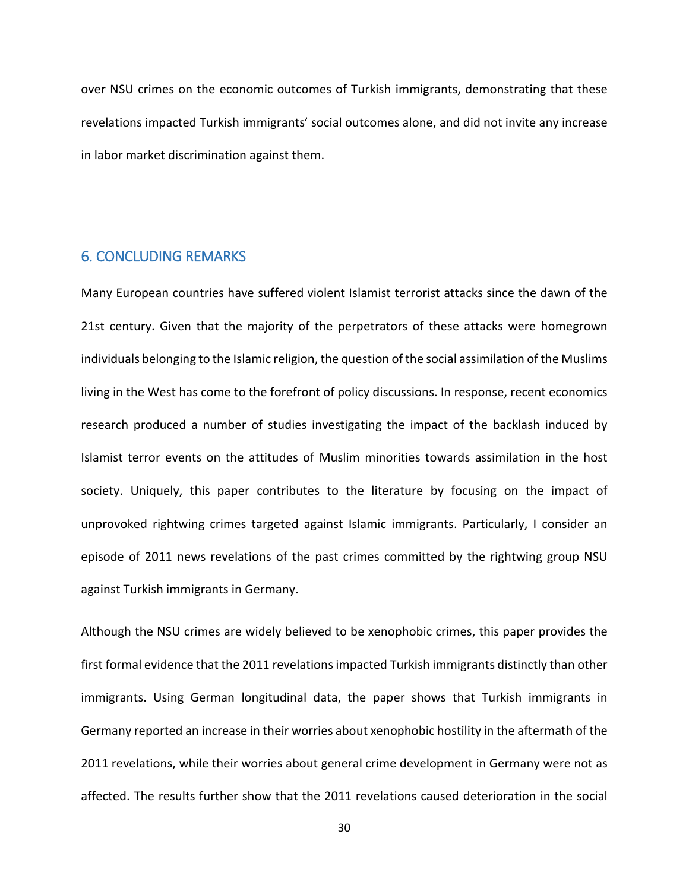over NSU crimes on the economic outcomes of Turkish immigrants, demonstrating that these revelations impacted Turkish immigrants' social outcomes alone, and did not invite any increase in labor market discrimination against them.

## 6. CONCLUDING REMARKS

Many European countries have suffered violent Islamist terrorist attacks since the dawn of the 21st century. Given that the majority of the perpetrators of these attacks were homegrown individuals belonging to the Islamic religion, the question of the social assimilation of the Muslims living in the West has come to the forefront of policy discussions. In response, recent economics research produced a number of studies investigating the impact of the backlash induced by Islamist terror events on the attitudes of Muslim minorities towards assimilation in the host society. Uniquely, this paper contributes to the literature by focusing on the impact of unprovoked rightwing crimes targeted against Islamic immigrants. Particularly, I consider an episode of 2011 news revelations of the past crimes committed by the rightwing group NSU against Turkish immigrants in Germany.

Although the NSU crimes are widely believed to be xenophobic crimes, this paper provides the first formal evidence that the 2011 revelations impacted Turkish immigrants distinctly than other immigrants. Using German longitudinal data, the paper shows that Turkish immigrants in Germany reported an increase in their worries about xenophobic hostility in the aftermath of the 2011 revelations, while their worries about general crime development in Germany were not as affected. The results further show that the 2011 revelations caused deterioration in the social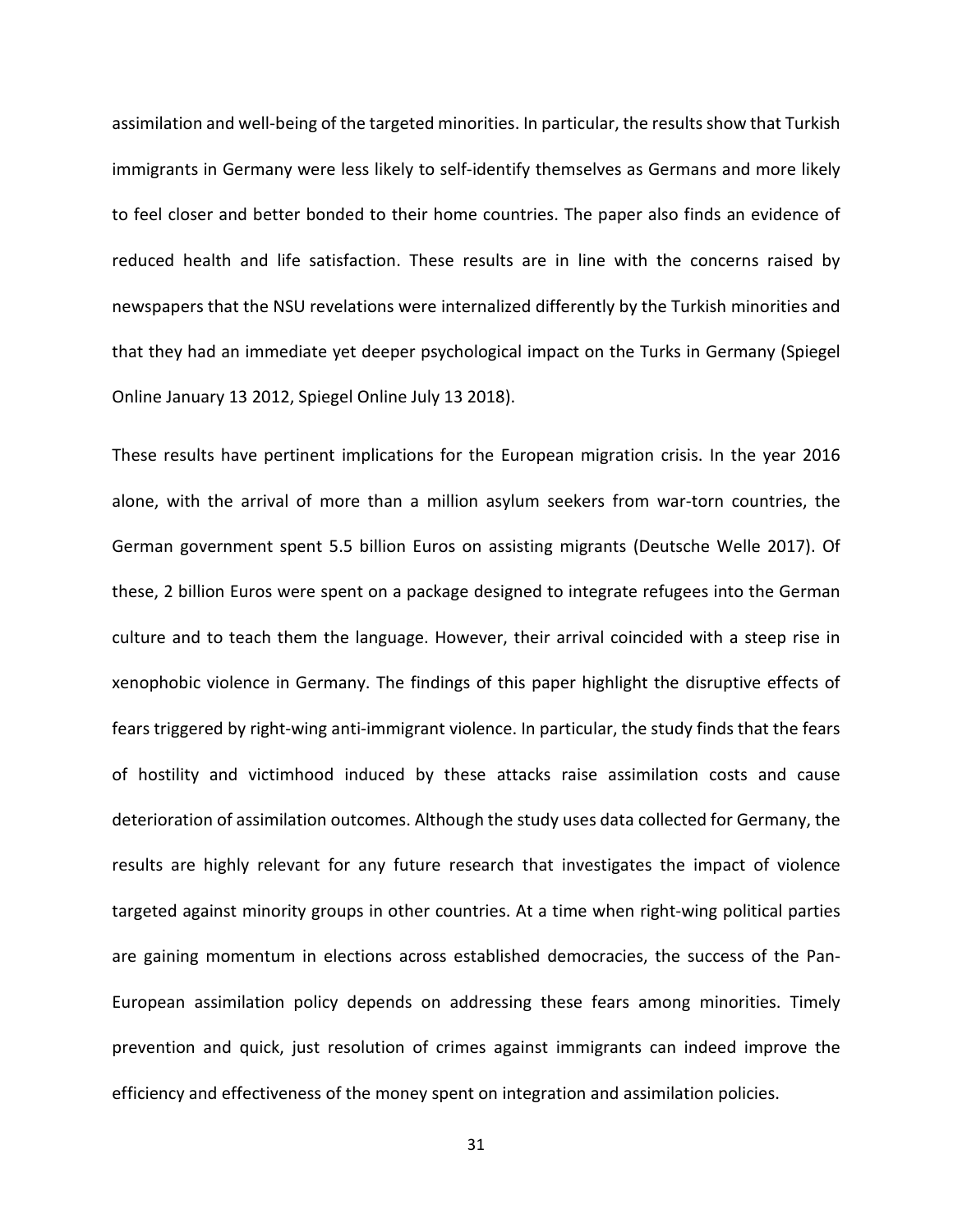assimilation and well-being of the targeted minorities. In particular, the results show that Turkish immigrants in Germany were less likely to self-identify themselves as Germans and more likely to feel closer and better bonded to their home countries. The paper also finds an evidence of reduced health and life satisfaction. These results are in line with the concerns raised by newspapers that the NSU revelations were internalized differently by the Turkish minorities and that they had an immediate yet deeper psychological impact on the Turks in Germany (Spiegel Online January 13 2012, Spiegel Online July 13 2018).

These results have pertinent implications for the European migration crisis. In the year 2016 alone, with the arrival of more than a million asylum seekers from war-torn countries, the German government spent 5.5 billion Euros on assisting migrants (Deutsche Welle 2017). Of these, 2 billion Euros were spent on a package designed to integrate refugees into the German culture and to teach them the language. However, their arrival coincided with a steep rise in xenophobic violence in Germany. The findings of this paper highlight the disruptive effects of fears triggered by right-wing anti-immigrant violence. In particular, the study finds that the fears of hostility and victimhood induced by these attacks raise assimilation costs and cause deterioration of assimilation outcomes. Although the study uses data collected for Germany, the results are highly relevant for any future research that investigates the impact of violence targeted against minority groups in other countries. At a time when right-wing political parties are gaining momentum in elections across established democracies, the success of the Pan-European assimilation policy depends on addressing these fears among minorities. Timely prevention and quick, just resolution of crimes against immigrants can indeed improve the efficiency and effectiveness of the money spent on integration and assimilation policies.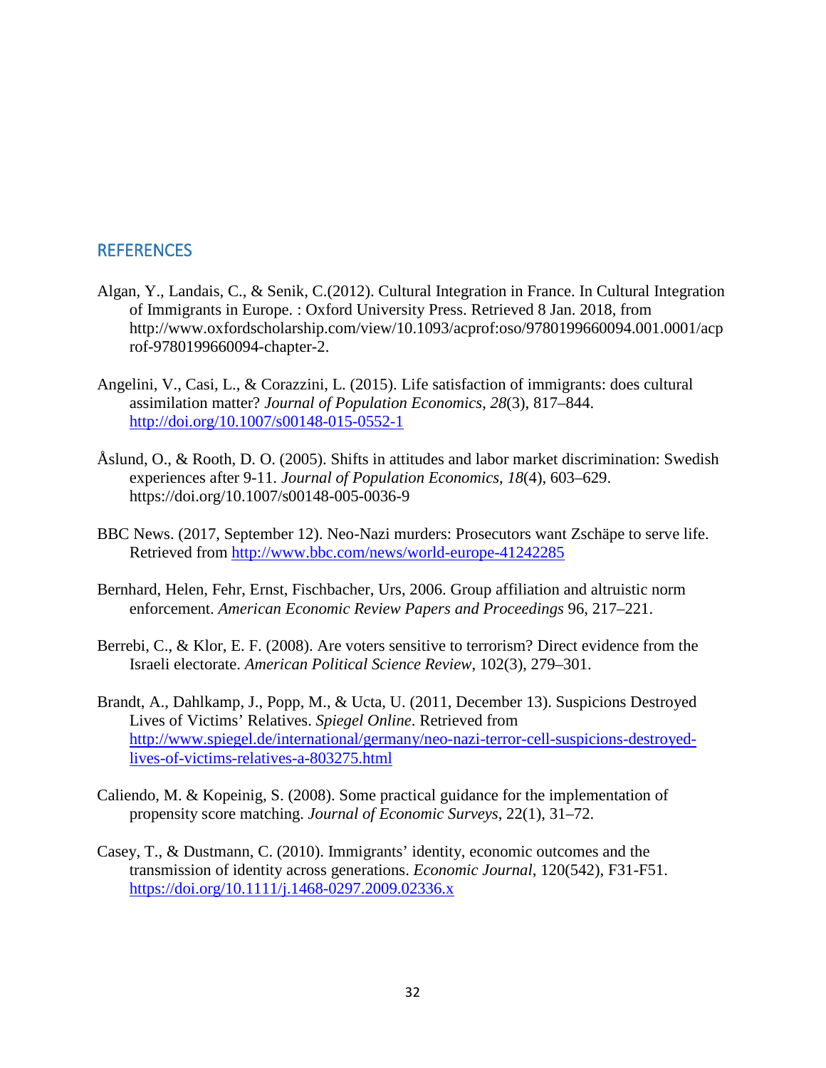## REFERENCES

Algan, Y., Landais, C., & Senik, C.(2012). Cultural Integration in France. In Cultural Integration of Immigrants in Europe. : Oxford University Press. Retrieved 8 Jan. 2018, from http://www.oxfordscholarship.com/view/10.1093/acprof:oso/9780199660094.001.0001/acprof-9780199660094-chapter-2.

Angelini, V., Casi, L., & Corazzini, L. (2015). Life satisfaction of immigrants: does cultural assimilation matter? *Journal of Population Economics*, *28*(3), 817–844. http://doi.org/10.1007/s00148-015-0552-1

Åslund, O., & Rooth, D. O. (2005). Shifts in attitudes and labor market discrimination: Swedish experiences after 9-11. *Journal of Population Economics*, *18*(4), 603–629. https://doi.org/10.1007/s00148-005-0036-9

BBC News. (2017, September 12). Neo-Nazi murders: Prosecutors want Zschäpe to serve life. Retrieved from http://www.bbc.com/news/world-europe-41242285

Bernhard, Helen, Fehr, Ernst, Fischbacher, Urs, 2006. Group affiliation and altruistic norm enforcement. *American Economic Review Papers and Proceedings* 96, 217–221.

Berrebi, C., & Klor, E. F. (2008). Are voters sensitive to terrorism? Direct evidence from the Israeli electorate. *American Political Science Review*, 102(3), 279–301.

Brandt, A., Dahlkamp, J., Popp, M., & Ucta, U. (2011, December 13). Suspicions Destroyed Lives of Victims' Relatives. *Spiegel Online*. Retrieved from http://www.spiegel.de/international/germany/neo-nazi-terror-cell-suspicions-destroyed-lives-of-victims-relatives-a-803275.html

Caliendo, M. & Kopeinig, S. (2008). Some practical guidance for the implementation of propensity score matching. *Journal of Economic Surveys*, 22(1), 31–72.

Casey, T., & Dustmann, C. (2010). Immigrants' identity, economic outcomes and the transmission of identity across generations. *Economic Journal*, 120(542), F31-F51. https://doi.org/10.1111/j.1468-0297.2009.02336.x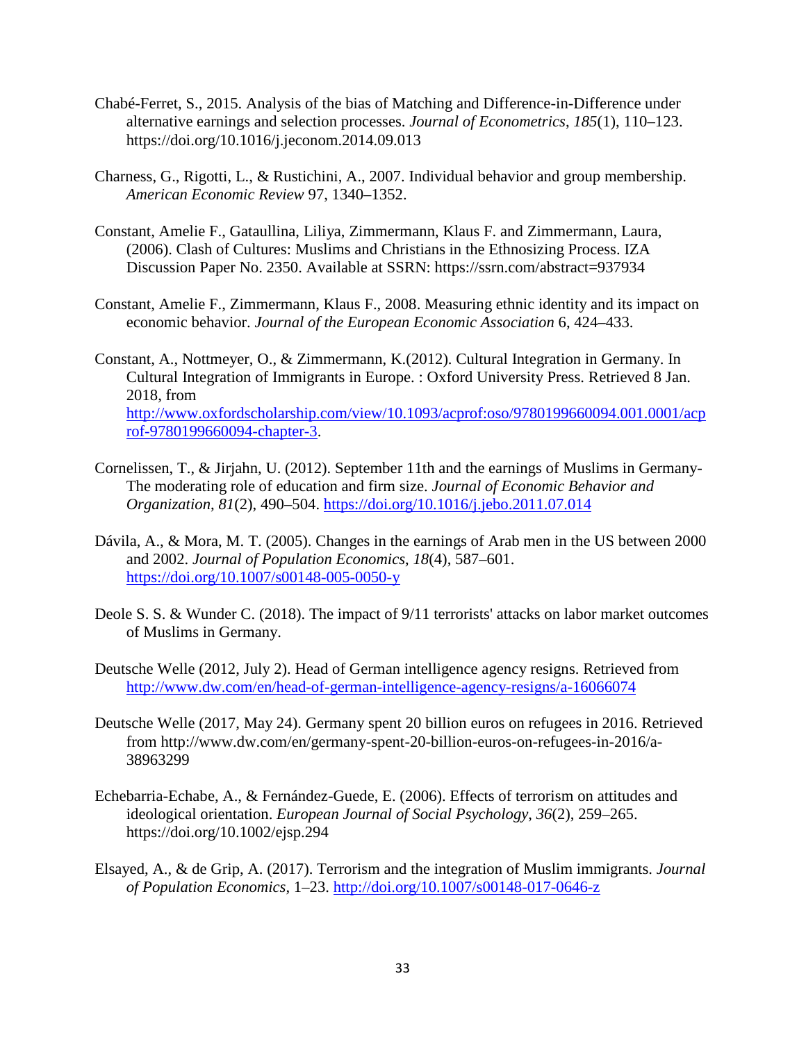Chabé-Ferret, S., 2015. Analysis of the bias of Matching and Difference-in-Difference under alternative earnings and selection processes. *Journal of Econometrics*, *185*(1), 110–123. https://doi.org/10.1016/j.jeconom.2014.09.013

Charness, G., Rigotti, L., & Rustichini, A., 2007. Individual behavior and group membership. *American Economic Review* 97, 1340–1352.

Constant, Amelie F., Gataullina, Liliya, Zimmermann, Klaus F. and Zimmermann, Laura, (2006). Clash of Cultures: Muslims and Christians in the Ethnosizing Process. IZA Discussion Paper No. 2350. Available at SSRN: https://ssrn.com/abstract=937934

Constant, Amelie F., Zimmermann, Klaus F., 2008. Measuring ethnic identity and its impact on economic behavior. *Journal of the European Economic Association* 6, 424–433.

Constant, A., Nottmeyer, O., & Zimmermann, K.(2012). Cultural Integration in Germany. In Cultural Integration of Immigrants in Europe. : Oxford University Press. Retrieved 8 Jan. 2018, from http://www.oxfordscholarship.com/view/10.1093/acprof:oso/9780199660094.001.0001/acprof-9780199660094-chapter-3.

Cornelissen, T., & Jirjahn, U. (2012). September 11th and the earnings of Muslims in Germany-The moderating role of education and firm size. *Journal of Economic Behavior and Organization*, *81*(2), 490–504. https://doi.org/10.1016/j.jebo.2011.07.014

Dávila, A., & Mora, M. T. (2005). Changes in the earnings of Arab men in the US between 2000 and 2002. *Journal of Population Economics*, *18*(4), 587–601. https://doi.org/10.1007/s00148-005-0050-y

Deole S. S. & Wunder C. (2018). The impact of 9/11 terrorists' attacks on labor market outcomes of Muslims in Germany.

Deutsche Welle (2012, July 2). Head of German intelligence agency resigns. Retrieved from http://www.dw.com/en/head-of-german-intelligence-agency-resigns/a-16066074

Deutsche Welle (2017, May 24). Germany spent 20 billion euros on refugees in 2016. Retrieved from http://www.dw.com/en/germany-spent-20-billion-euros-on-refugees-in-2016/a-38963299

Echebarria-Echabe, A., & Fernández-Guede, E. (2006). Effects of terrorism on attitudes and ideological orientation. *European Journal of Social Psychology*, *36*(2), 259–265. https://doi.org/10.1002/ejsp.294

Elsayed, A., & de Grip, A. (2017). Terrorism and the integration of Muslim immigrants. *Journal of Population Economics*, 1–23. http://doi.org/10.1007/s00148-017-0646-z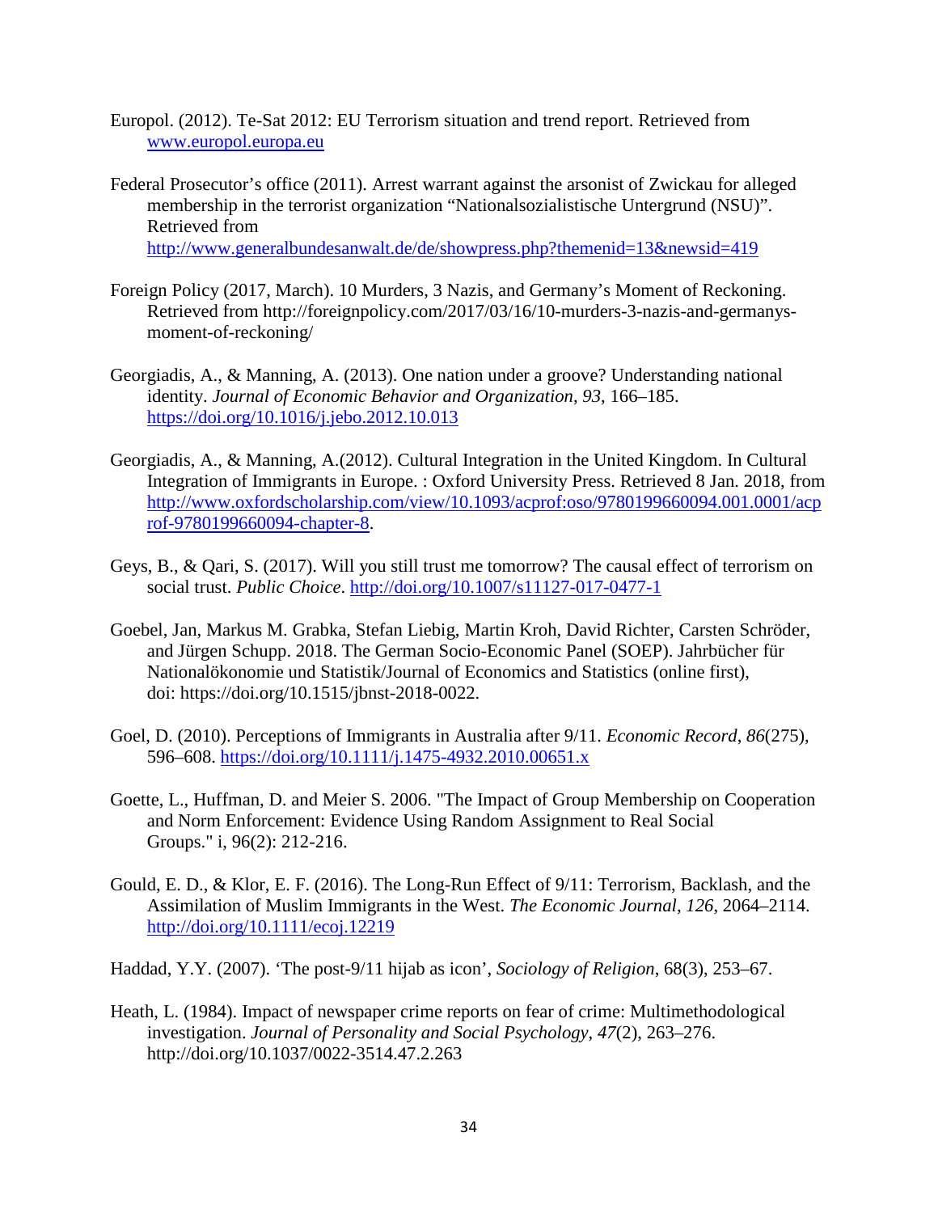Europol. (2012). Te-Sat 2012: EU Terrorism situation and trend report. Retrieved from www.europol.europa.eu

Federal Prosecutor's office (2011). Arrest warrant against the arsonist of Zwickau for alleged membership in the terrorist organization "Nationalsozialistische Untergrund (NSU)". Retrieved from http://www.generalbundesanwalt.de/de/showpress.php?themenid=13&newsid=419

Foreign Policy (2017, March). 10 Murders, 3 Nazis, and Germany's Moment of Reckoning. Retrieved from http://foreignpolicy.com/2017/03/16/10-murders-3-nazis-and-germanys-moment-of-reckoning/

Georgiadis, A., & Manning, A. (2013). One nation under a groove? Understanding national identity. *Journal of Economic Behavior and Organization*, *93*, 166–185. https://doi.org/10.1016/j.jebo.2012.10.013

Georgiadis, A., & Manning, A.(2012). Cultural Integration in the United Kingdom. In Cultural Integration of Immigrants in Europe. : Oxford University Press. Retrieved 8 Jan. 2018, from http://www.oxfordscholarship.com/view/10.1093/acprof:oso/9780199660094.001.0001/acprof-9780199660094-chapter-8.

Geys, B., & Qari, S. (2017). Will you still trust me tomorrow? The causal effect of terrorism on social trust. *Public Choice*. http://doi.org/10.1007/s11127-017-0477-1

Goebel, Jan, Markus M. Grabka, Stefan Liebig, Martin Kroh, David Richter, Carsten Schröder, and Jürgen Schupp. 2018. The German Socio-Economic Panel (SOEP). Jahrbücher für Nationalökonomie und Statistik/Journal of Economics and Statistics (online first), doi: https://doi.org/10.1515/jbnst-2018-0022.

Goel, D. (2010). Perceptions of Immigrants in Australia after 9/11. *Economic Record*, *86*(275), 596–608. https://doi.org/10.1111/j.1475-4932.2010.00651.x

Goette, L., Huffman, D. and Meier S. 2006. "The Impact of Group Membership on Cooperation and Norm Enforcement: Evidence Using Random Assignment to Real Social Groups." i, 96(2): 212-216.

Gould, E. D., & Klor, E. F. (2016). The Long-Run Effect of 9/11: Terrorism, Backlash, and the Assimilation of Muslim Immigrants in the West. *The Economic Journal*, *126*, 2064–2114. http://doi.org/10.1111/ecoj.12219

Haddad, Y.Y. (2007). 'The post-9/11 hijab as icon', *Sociology of Religion*, 68(3), 253–67.

Heath, L. (1984). Impact of newspaper crime reports on fear of crime: Multimethodological investigation. *Journal of Personality and Social Psychology*, *47*(2), 263–276. http://doi.org/10.1037/0022-3514.47.2.263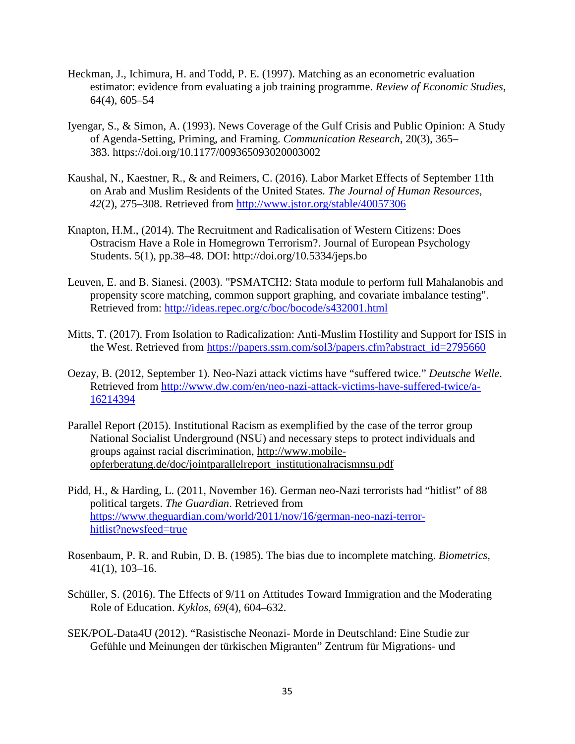Heckman, J., Ichimura, H. and Todd, P. E. (1997). Matching as an econometric evaluation estimator: evidence from evaluating a job training programme. *Review of Economic Studies*, 64(4), 605–54

Iyengar, S., & Simon, A. (1993). News Coverage of the Gulf Crisis and Public Opinion: A Study of Agenda-Setting, Priming, and Framing. *Communication Research*, 20(3), 365–383. https://doi.org/10.1177/009365093020003002

Kaushal, N., Kaestner, R., & and Reimers, C. (2016). Labor Market Effects of September 11th on Arab and Muslim Residents of the United States. *The Journal of Human Resources*, *42*(2), 275–308. Retrieved from http://www.jstor.org/stable/40057306

Knapton, H.M., (2014). The Recruitment and Radicalisation of Western Citizens: Does Ostracism Have a Role in Homegrown Terrorism?. Journal of European Psychology Students. 5(1), pp.38–48. DOI: http://doi.org/10.5334/jeps.bo

Leuven, E. and B. Sianesi. (2003). "PSMATCH2: Stata module to perform full Mahalanobis and propensity score matching, common support graphing, and covariate imbalance testing". Retrieved from: http://ideas.repec.org/c/boc/bocode/s432001.html

Mitts, T. (2017). From Isolation to Radicalization: Anti-Muslim Hostility and Support for ISIS in the West. Retrieved from https://papers.ssrn.com/sol3/papers.cfm?abstract_id=2795660

Oezay, B. (2012, September 1). Neo-Nazi attack victims have "suffered twice." *Deutsche Welle*. Retrieved from http://www.dw.com/en/neo-nazi-attack-victims-have-suffered-twice/a-16214394

Parallel Report (2015). Institutional Racism as exemplified by the case of the terror group National Socialist Underground (NSU) and necessary steps to protect individuals and groups against racial discrimination, http://www.mobile-opferberatung.de/doc/jointparallelreport_institutionalracismnsu.pdf

Pidd, H., & Harding, L. (2011, November 16). German neo-Nazi terrorists had "hitlist" of 88 political targets. *The Guardian*. Retrieved from https://www.theguardian.com/world/2011/nov/16/german-neo-nazi-terror-hitlist?newsfeed=true

Rosenbaum, P. R. and Rubin, D. B. (1985). The bias due to incomplete matching. *Biometrics*, 41(1), 103–16.

Schüller, S. (2016). The Effects of 9/11 on Attitudes Toward Immigration and the Moderating Role of Education. *Kyklos*, *69*(4), 604–632.

SEK/POL-Data4U (2012). "Rasistische Neonazi- Morde in Deutschland: Eine Studie zur Gefühle und Meinungen der türkischen Migranten" Zentrum für Migrations- und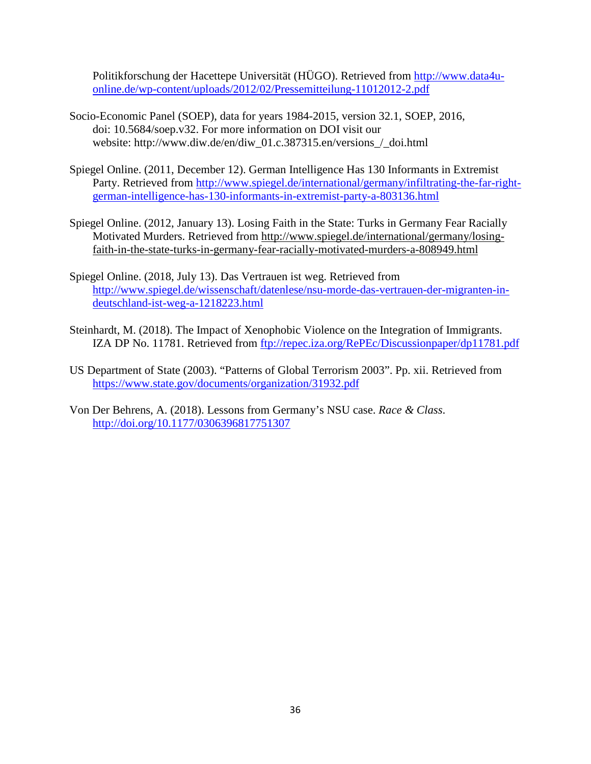Politikforschung der Hacettepe Universität (HÜGO). Retrieved from http://www.data4u-online.de/wp-content/uploads/2012/02/Pressemitteilung-11012012-2.pdf

Socio-Economic Panel (SOEP), data for years 1984-2015, version 32.1, SOEP, 2016, doi: 10.5684/soep.v32. For more information on DOI visit our website: http://www.diw.de/en/diw_01.c.387315.en/versions_/_doi.html

Spiegel Online. (2011, December 12). German Intelligence Has 130 Informants in Extremist Party. Retrieved from http://www.spiegel.de/international/germany/infiltrating-the-far-right-german-intelligence-has-130-informants-in-extremist-party-a-803136.html

Spiegel Online. (2012, January 13). Losing Faith in the State: Turks in Germany Fear Racially Motivated Murders. Retrieved from http://www.spiegel.de/international/germany/losing-faith-in-the-state-turks-in-germany-fear-racially-motivated-murders-a-808949.html

Spiegel Online. (2018, July 13). Das Vertrauen ist weg. Retrieved from http://www.spiegel.de/wissenschaft/datenlese/nsu-morde-das-vertrauen-der-migranten-in-deutschland-ist-weg-a-1218223.html

Steinhardt, M. (2018). The Impact of Xenophobic Violence on the Integration of Immigrants. IZA DP No. 11781. Retrieved from ftp://repec.iza.org/RePEc/Discussionpaper/dp11781.pdf

US Department of State (2003). "Patterns of Global Terrorism 2003". Pp. xii. Retrieved from https://www.state.gov/documents/organization/31932.pdf

Von Der Behrens, A. (2018). Lessons from Germany's NSU case. *Race & Class*. http://doi.org/10.1177/0306396817751307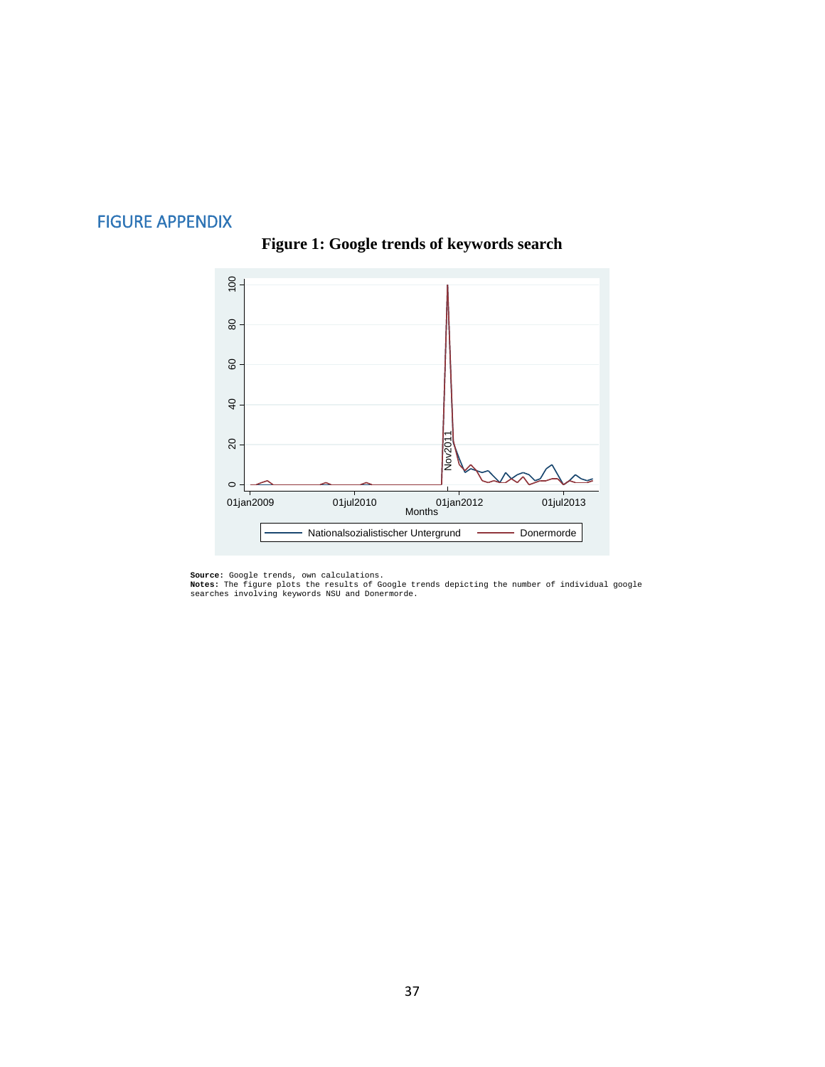# FIGURE APPENDIX

**Figure 1: Google trends of keywords search**

**Source:** Google trends, own calculations.
**Notes:** The figure plots the results of Google trends depicting the number of individual google searches involving keywords NSU and Donermorde.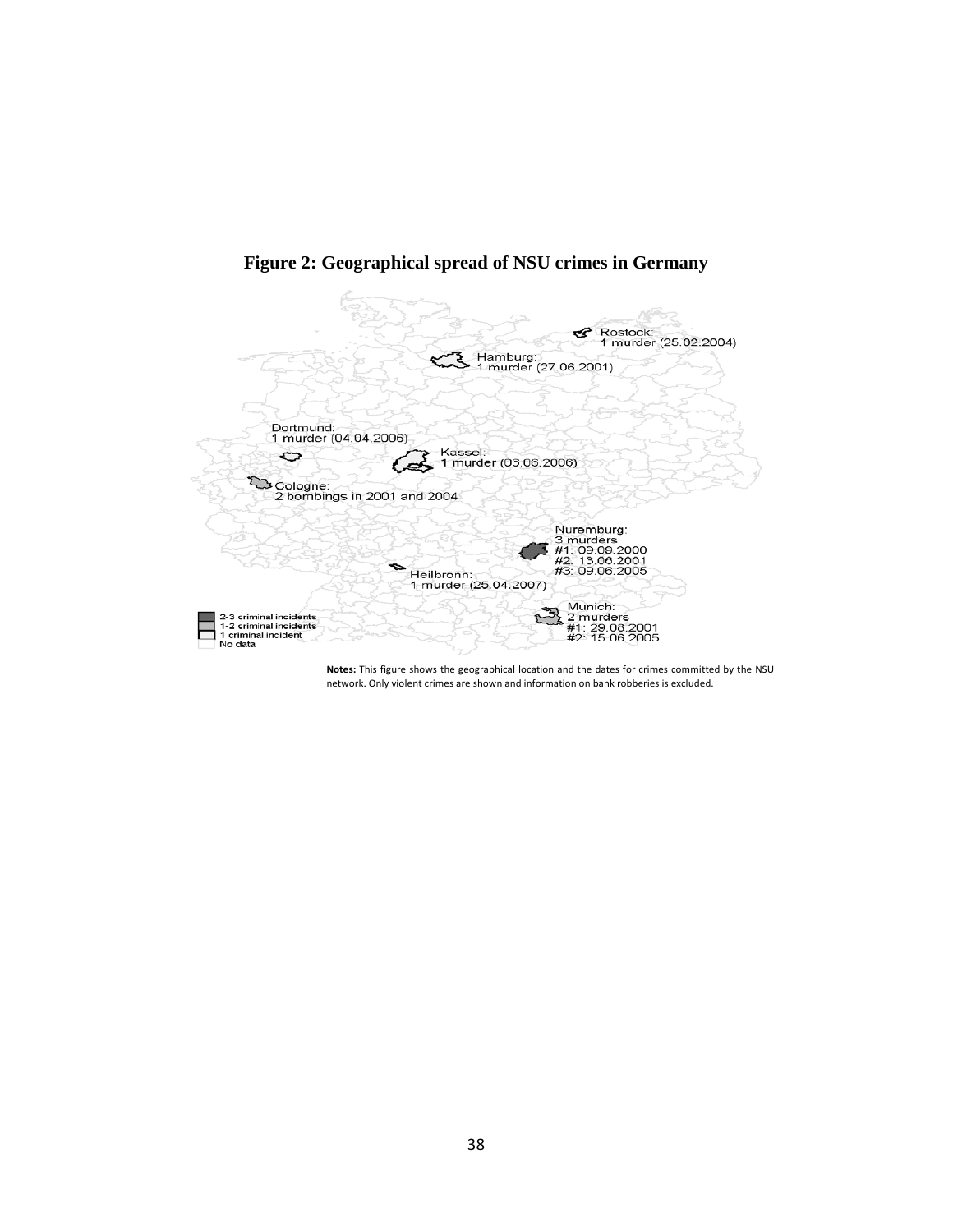**Figure 2: Geographical spread of NSU crimes in Germany**

Rostock:
1 murder (25.02.2004)

Hamburg:
1 murder (27.06.2001)

Dortmund:
1 murder (04.04.2006)

Kassel:
1 murder (06.06.2006)

Cologne:
2 bombings in 2001 and 2004

Nuremburg:
3 murders
#1: 09.09.2000
#2: 13.06.2001
#3: 09.06.2005

Heilbronn:
1 murder (25.04.2007)

Munich:
2 murders
#1: 29.08.2001
#2: 15.06.2005

2-3 criminal incidents
1-2 criminal incidents
1 criminal incident
No data

**Notes:** This figure shows the geographical location and the dates for crimes committed by the NSU network. Only violent crimes are shown and information on bank robberies is excluded.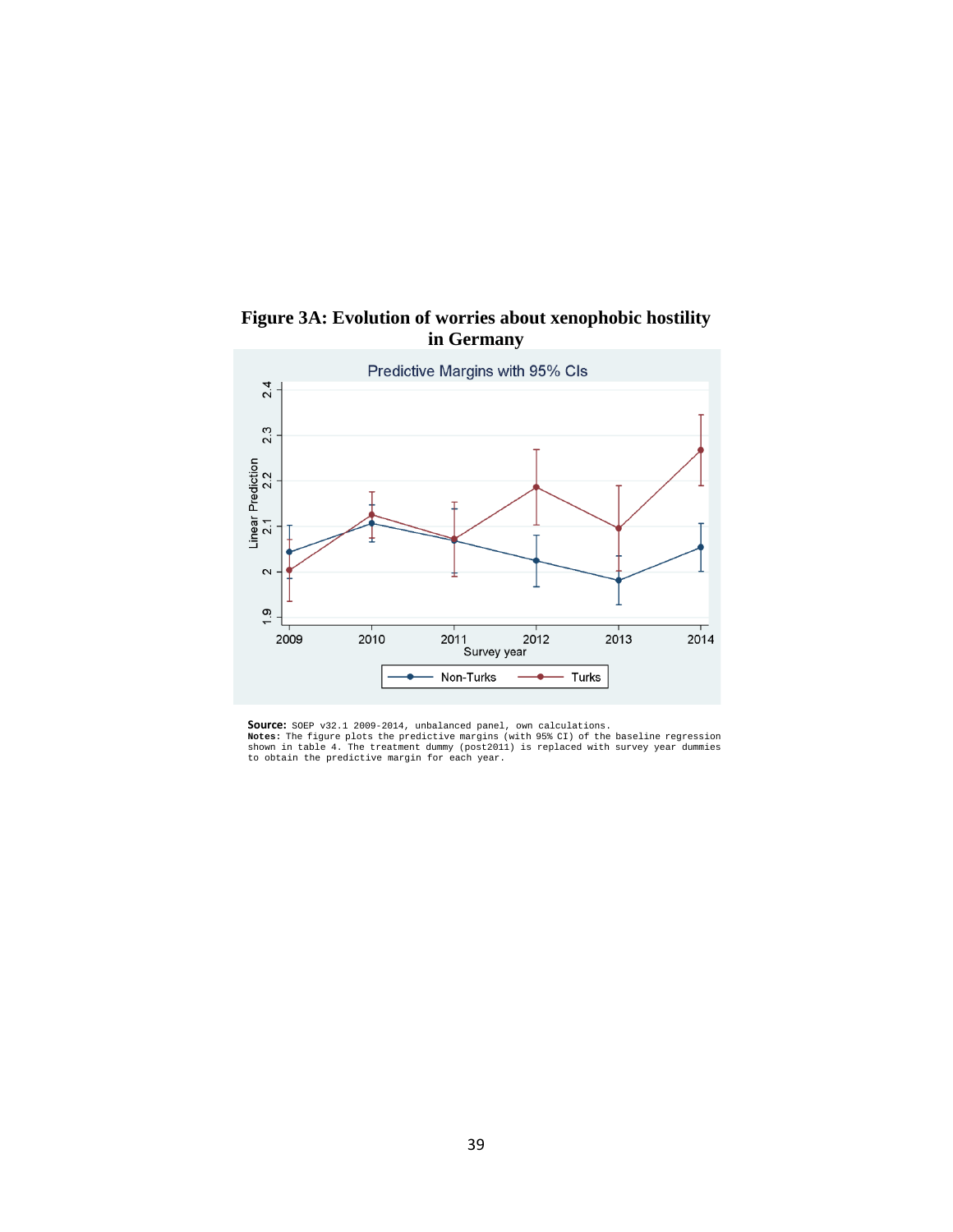**Figure 3A: Evolution of worries about xenophobic hostility in Germany**

**Source:** SOEP v32.1 2009-2014, unbalanced panel, own calculations.
**Notes:** The figure plots the predictive margins (with 95% CI) of the baseline regression shown in table 4. The treatment dummy (post2011) is replaced with survey year dummies to obtain the predictive margin for each year.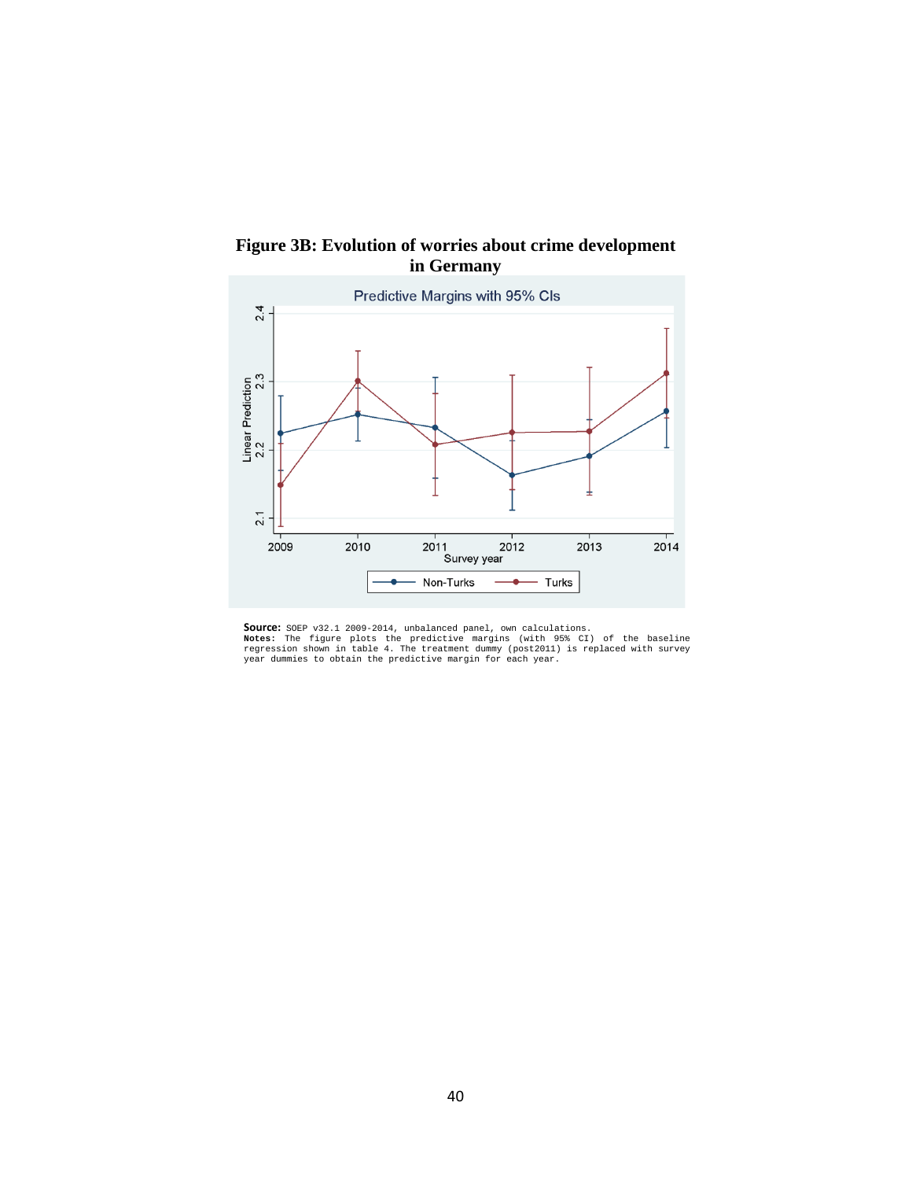**Figure 3B: Evolution of worries about crime development in Germany**

**Source:** SOEP v32.1 2009-2014, unbalanced panel, own calculations.
**Notes:** The figure plots the predictive margins (with 95% CI) of the baseline regression shown in table 4. The treatment dummy (post2011) is replaced with survey year dummies to obtain the predictive margin for each year.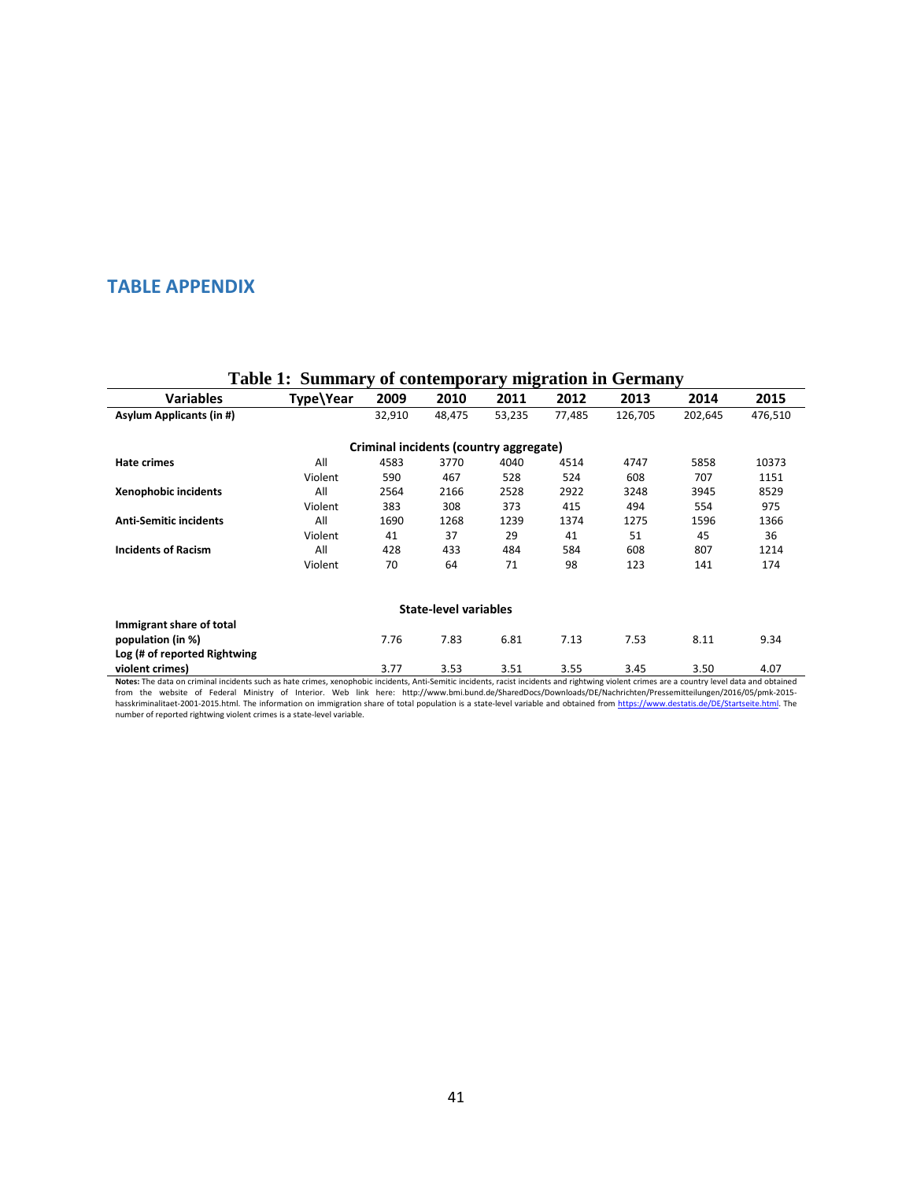## TABLE APPENDIX

**Table 1: Summary of contemporary migration in Germany**

| Variables | Type\Year | 2009 | 2010 | 2011 | 2012 | 2013 | 2014 | 2015 |
|---|---|---|---|---|---|---|---|---|
| **Asylum Applicants (in #)** | | 32,910 | 48,475 | 53,235 | 77,485 | 126,705 | 202,645 | 476,510 |
| | | | **Criminal incidents (country aggregate)** | | | | | |
| **Hate crimes** | All | 4583 | 3770 | 4040 | 4514 | 4747 | 5858 | 10373 |
| | Violent | 590 | 467 | 528 | 524 | 608 | 707 | 1151 |
| **Xenophobic incidents** | All | 2564 | 2166 | 2528 | 2922 | 3248 | 3945 | 8529 |
| | Violent | 383 | 308 | 373 | 415 | 494 | 554 | 975 |
| **Anti-Semitic incidents** | All | 1690 | 1268 | 1239 | 1374 | 1275 | 1596 | 1366 |
| | Violent | 41 | 37 | 29 | 41 | 51 | 45 | 36 |
| **Incidents of Racism** | All | 428 | 433 | 484 | 584 | 608 | 807 | 1214 |
| | Violent | 70 | 64 | 71 | 98 | 123 | 141 | 174 |
| | | | **State-level variables** | | | | | |
| **Immigrant share of total population (in %)** | | 7.76 | 7.83 | 6.81 | 7.13 | 7.53 | 8.11 | 9.34 |
| **Log (# of reported Rightwing violent crimes)** | | 3.77 | 3.53 | 3.51 | 3.55 | 3.45 | 3.50 | 4.07 |

**Notes:** The data on criminal incidents such as hate crimes, xenophobic incidents, Anti-Semitic incidents, racist incidents and rightwing violent crimes are a country level data and obtained from the website of Federal Ministry of Interior. Web link here: http://www.bmi.bund.de/SharedDocs/Downloads/DE/Nachrichten/Pressemitteilungen/2016/05/pmk-2015-hasskriminalitaet-2001-2015.html. The information on immigration share of total population is a state-level variable and obtained from https://www.destatis.de/DE/Startseite.html. The number of reported rightwing violent crimes is a state-level variable.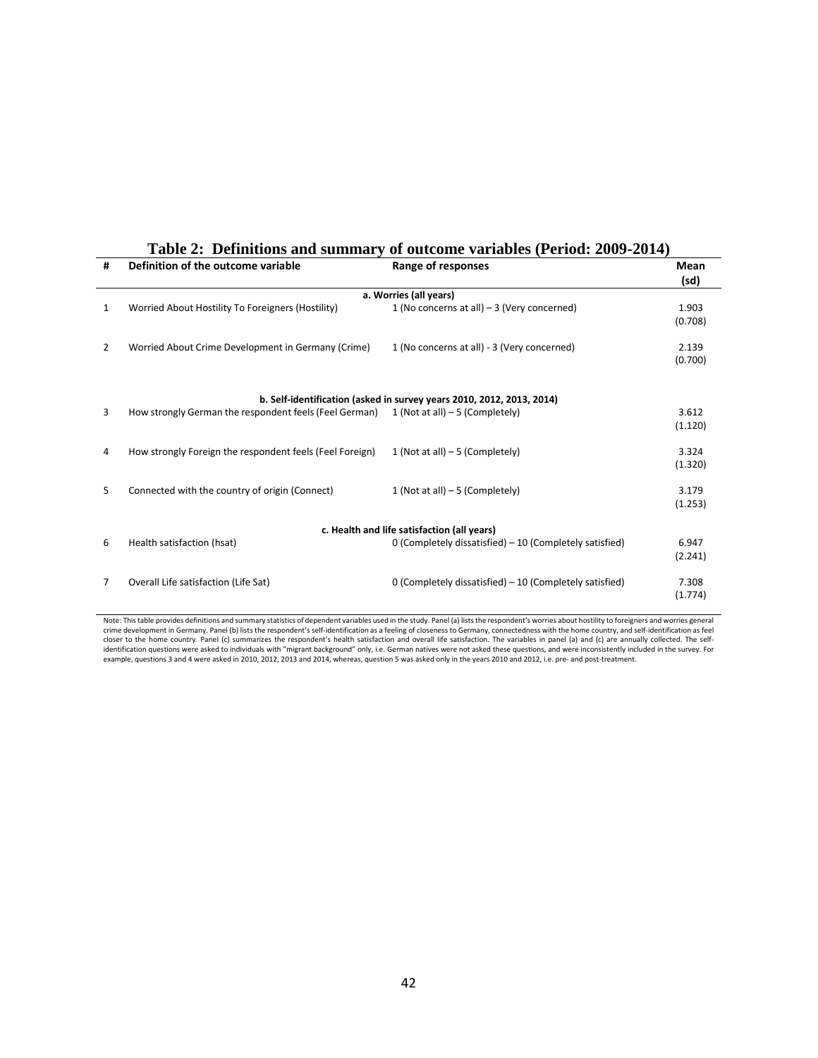**Table 2: Definitions and summary of outcome variables (Period: 2009-2014)**

| # | Definition of the outcome variable | Range of responses | Mean (sd) |
|---|---|---|---|
| | **a. Worries (all years)** | | |
| 1 | Worried About Hostility To Foreigners (Hostility) | 1 (No concerns at all) – 3 (Very concerned) | 1.903 (0.708) |
| 2 | Worried About Crime Development in Germany (Crime) | 1 (No concerns at all) - 3 (Very concerned) | 2.139 (0.700) |
| | **b. Self-identification (asked in survey years 2010, 2012, 2013, 2014)** | | |
| 3 | How strongly German the respondent feels (Feel German) | 1 (Not at all) – 5 (Completely) | 3.612 (1.120) |
| 4 | How strongly Foreign the respondent feels (Feel Foreign) | 1 (Not at all) – 5 (Completely) | 3.324 (1.320) |
| 5 | Connected with the country of origin (Connect) | 1 (Not at all) – 5 (Completely) | 3.179 (1.253) |
| | **c. Health and life satisfaction (all years)** | | |
| 6 | Health satisfaction (hsat) | 0 (Completely dissatisfied) – 10 (Completely satisfied) | 6.947 (2.241) |
| 7 | Overall Life satisfaction (Life Sat) | 0 (Completely dissatisfied) – 10 (Completely satisfied) | 7.308 (1.774) |

Note: This table provides definitions and summary statistics of dependent variables used in the study. Panel (a) lists the respondent's worries about hostility to foreigners and worries general crime development in Germany. Panel (b) lists the respondent's self-identification as a feeling of closeness to Germany, connectedness with the home country, and self-identification as feel closer to the home country. Panel (c) summarizes the respondent's health satisfaction and overall life satisfaction. The variables in panel (a) and (c) are annually collected. The self-identification questions were asked to individuals with "migrant background" only, i.e. German natives were not asked these questions, and were inconsistently included in the survey. For example, questions 3 and 4 were asked in 2010, 2012, 2013 and 2014, whereas, question 5 was asked only in the years 2010 and 2012, i.e. pre- and post-treatment.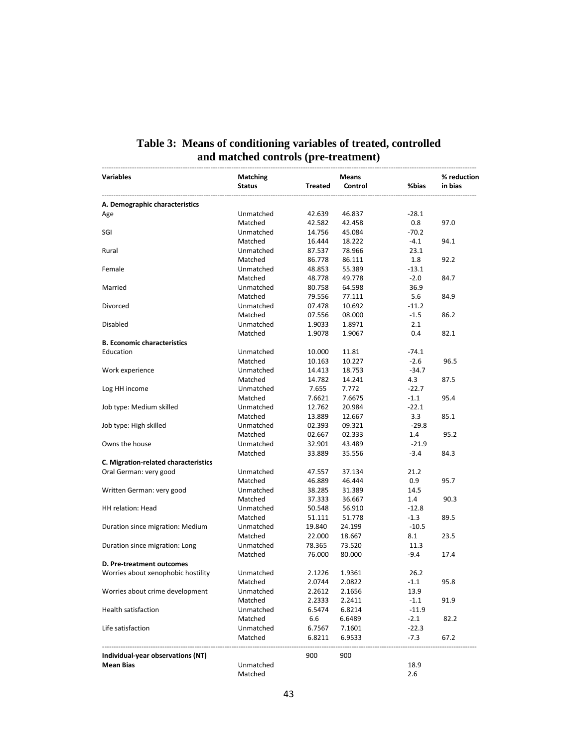## Table 3: Means of conditioning variables of treated, controlled and matched controls (pre-treatment)

| Variables | Matching Status | Means Treated | Means Control | %bias | % reduction in bias |
|---|---|---|---|---|---|
| **A. Demographic characteristics** | | | | | |
| Age | Unmatched | 42.639 | 46.837 | -28.1 | |
| | Matched | 42.582 | 42.458 | 0.8 | 97.0 |
| SGI | Unmatched | 14.756 | 45.084 | -70.2 | |
| | Matched | 16.444 | 18.222 | -4.1 | 94.1 |
| Rural | Unmatched | 87.537 | 78.966 | 23.1 | |
| | Matched | 86.778 | 86.111 | 1.8 | 92.2 |
| Female | Unmatched | 48.853 | 55.389 | -13.1 | |
| | Matched | 48.778 | 49.778 | -2.0 | 84.7 |
| Married | Unmatched | 80.758 | 64.598 | 36.9 | |
| | Matched | 79.556 | 77.111 | 5.6 | 84.9 |
| Divorced | Unmatched | 07.478 | 10.692 | -11.2 | |
| | Matched | 07.556 | 08.000 | -1.5 | 86.2 |
| Disabled | Unmatched | 1.9033 | 1.8971 | 2.1 | |
| | Matched | 1.9078 | 1.9067 | 0.4 | 82.1 |
| **B. Economic characteristics** | | | | | |
| Education | Unmatched | 10.000 | 11.81 | -74.1 | |
| | Matched | 10.163 | 10.227 | -2.6 | 96.5 |
| Work experience | Unmatched | 14.413 | 18.753 | -34.7 | |
| | Matched | 14.782 | 14.241 | 4.3 | 87.5 |
| Log HH income | Unmatched | 7.655 | 7.772 | -22.7 | |
| | Matched | 7.6621 | 7.6675 | -1.1 | 95.4 |
| Job type: Medium skilled | Unmatched | 12.762 | 20.984 | -22.1 | |
| | Matched | 13.889 | 12.667 | 3.3 | 85.1 |
| Job type: High skilled | Unmatched | 02.393 | 09.321 | -29.8 | |
| | Matched | 02.667 | 02.333 | 1.4 | 95.2 |
| Owns the house | Unmatched | 32.901 | 43.489 | -21.9 | |
| | Matched | 33.889 | 35.556 | -3.4 | 84.3 |
| **C. Migration-related characteristics** | | | | | |
| Oral German: very good | Unmatched | 47.557 | 37.134 | 21.2 | |
| | Matched | 46.889 | 46.444 | 0.9 | 95.7 |
| Written German: very good | Unmatched | 38.285 | 31.389 | 14.5 | |
| | Matched | 37.333 | 36.667 | 1.4 | 90.3 |
| HH relation: Head | Unmatched | 50.548 | 56.910 | -12.8 | |
| | Matched | 51.111 | 51.778 | -1.3 | 89.5 |
| Duration since migration: Medium | Unmatched | 19.840 | 24.199 | -10.5 | |
| | Matched | 22.000 | 18.667 | 8.1 | 23.5 |
| Duration since migration: Long | Unmatched | 78.365 | 73.520 | 11.3 | |
| | Matched | 76.000 | 80.000 | -9.4 | 17.4 |
| **D. Pre-treatment outcomes** | | | | | |
| Worries about xenophobic hostility | Unmatched | 2.1226 | 1.9361 | 26.2 | |
| | Matched | 2.0744 | 2.0822 | -1.1 | 95.8 |
| Worries about crime development | Unmatched | 2.2612 | 2.1656 | 13.9 | |
| | Matched | 2.2333 | 2.2411 | -1.1 | 91.9 |
| Health satisfaction | Unmatched | 6.5474 | 6.8214 | -11.9 | |
| | Matched | 6.6 | 6.6489 | -2.1 | 82.2 |
| Life satisfaction | Unmatched | 6.7567 | 7.1601 | -22.3 | |
| | Matched | 6.8211 | 6.9533 | -7.3 | 67.2 |
| **Individual-year observations (NT)** | | 900 | 900 | | |
| **Mean Bias** | Unmatched | | | 18.9 | |
| | Matched | | | 2.6 | |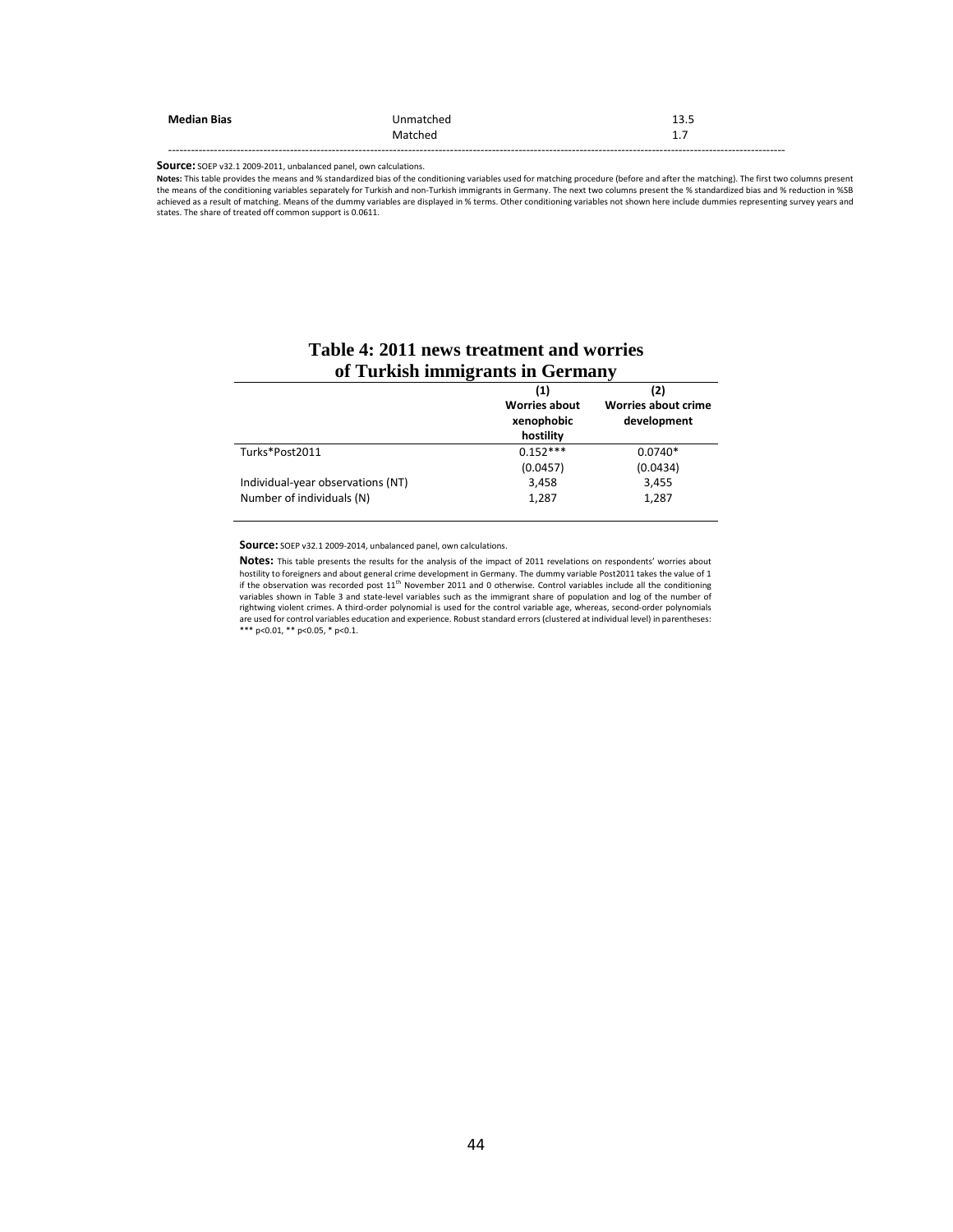| | | |
|---|---|---|
| **Median Bias** | Unmatched | 13.5 |
| | Matched | 1.7 |

**Source:** SOEP v32.1 2009-2011, unbalanced panel, own calculations.

**Notes:** This table provides the means and % standardized bias of the conditioning variables used for matching procedure (before and after the matching). The first two columns present the means of the conditioning variables separately for Turkish and non-Turkish immigrants in Germany. The next two columns present the % standardized bias and % reduction in %SB achieved as a result of matching. Means of the dummy variables are displayed in % terms. Other conditioning variables not shown here include dummies representing survey years and states. The share of treated off common support is 0.0611.

## Table 4: 2011 news treatment and worries of Turkish immigrants in Germany

| | (1) Worries about xenophobic hostility | (2) Worries about crime development |
|---|---|---|
| Turks*Post2011 | 0.152*** | 0.0740* |
| | (0.0457) | (0.0434) |
| Individual-year observations (NT) | 3,458 | 3,455 |
| Number of individuals (N) | 1,287 | 1,287 |

**Source:** SOEP v32.1 2009-2014, unbalanced panel, own calculations.

**Notes:** This table presents the results for the analysis of the impact of 2011 revelations on respondents' worries about hostility to foreigners and about general crime development in Germany. The dummy variable Post2011 takes the value of 1 if the observation was recorded post 11th November 2011 and 0 otherwise. Control variables include all the conditioning variables shown in Table 3 and state-level variables such as the immigrant share of population and log of the number of rightwing violent crimes. A third-order polynomial is used for the control variable age, whereas, second-order polynomials are used for control variables education and experience. Robust standard errors (clustered at individual level) in parentheses: *** p<0.01, ** p<0.05, * p<0.1.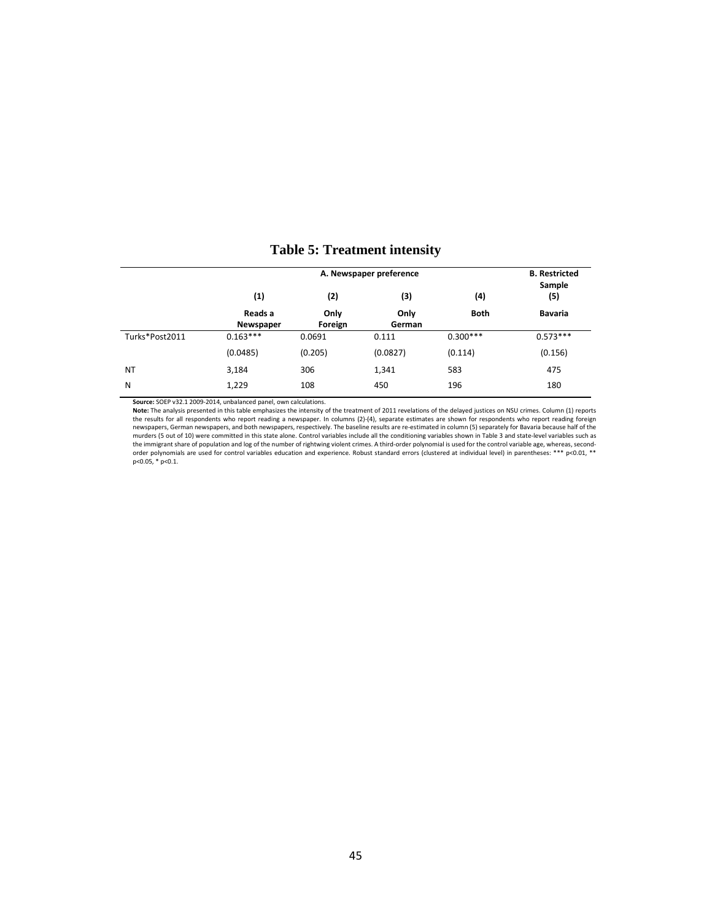# Table 5: Treatment intensity

| | A. Newspaper preference | | | | B. Restricted Sample |
|---|---|---|---|---|---|
| | (1) | (2) | (3) | (4) | (5) |
| | **Reads a Newspaper** | **Only Foreign** | **Only German** | **Both** | **Bavaria** |
| Turks*Post2011 | 0.163*** | 0.0691 | 0.111 | 0.300*** | 0.573*** |
| | (0.0485) | (0.205) | (0.0827) | (0.114) | (0.156) |
| NT | 3,184 | 306 | 1,341 | 583 | 475 |
| N | 1,229 | 108 | 450 | 196 | 180 |

**Source:** SOEP v32.1 2009-2014, unbalanced panel, own calculations.

**Note:** The analysis presented in this table emphasizes the intensity of the treatment of 2011 revelations of the delayed justices on NSU crimes. Column (1) reports the results for all respondents who report reading a newspaper. In columns (2)-(4), separate estimates are shown for respondents who report reading foreign newspapers, German newspapers, and both newspapers, respectively. The baseline results are re-estimated in column (5) separately for Bavaria because half of the murders (5 out of 10) were committed in this state alone. Control variables include all the conditioning variables shown in Table 3 and state-level variables such as the immigrant share of population and log of the number of rightwing violent crimes. A third-order polynomial is used for the control variable age, whereas, second-order polynomials are used for control variables education and experience. Robust standard errors (clustered at individual level) in parentheses: *** p<0.01, ** p<0.05, * p<0.1.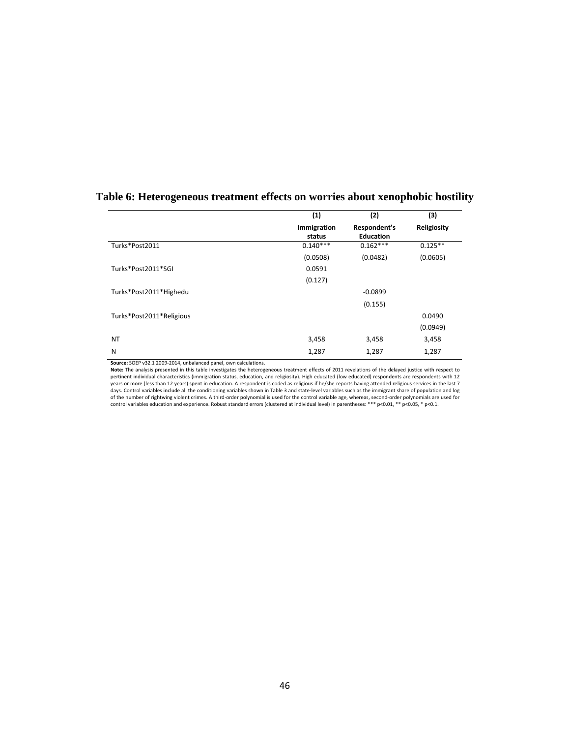# Table 6: Heterogeneous treatment effects on worries about xenophobic hostility

| | (1) | (2) | (3) |
|---|---|---|---|
| | **Immigration status** | **Respondent's Education** | **Religiosity** |
| Turks*Post2011 | 0.140*** | 0.162*** | 0.125** |
| | (0.0508) | (0.0482) | (0.0605) |
| Turks*Post2011*SGI | 0.0591 | | |
| | (0.127) | | |
| Turks*Post2011*Highedu | | -0.0899 | |
| | | (0.155) | |
| Turks*Post2011*Religious | | | 0.0490 |
| | | | (0.0949) |
| NT | 3,458 | 3,458 | 3,458 |
| N | 1,287 | 1,287 | 1,287 |

**Source:** SOEP v32.1 2009-2014, unbalanced panel, own calculations.

**Note:** The analysis presented in this table investigates the heterogeneous treatment effects of 2011 revelations of the delayed justice with respect to pertinent individual characteristics (immigration status, education, and religiosity). High educated (low educated) respondents are respondents with 12 years or more (less than 12 years) spent in education. A respondent is coded as religious if he/she reports having attended religious services in the last 7 days. Control variables include all the conditioning variables shown in Table 3 and state-level variables such as the immigrant share of population and log of the number of rightwing violent crimes. A third-order polynomial is used for the control variable age, whereas, second-order polynomials are used for control variables education and experience. Robust standard errors (clustered at individual level) in parentheses: *** p<0.01, ** p<0.05, * p<0.1.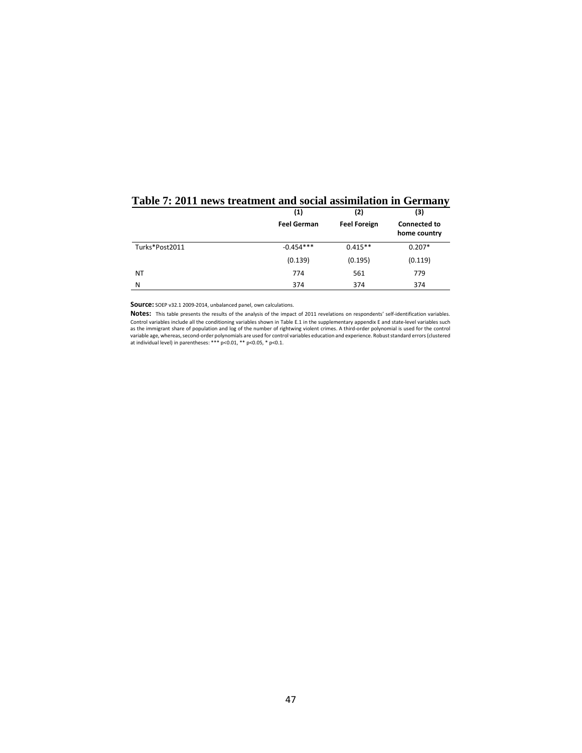**Table 7: 2011 news treatment and social assimilation in Germany**

| | (1) | (2) | (3) |
|---|---|---|---|
| | **Feel German** | **Feel Foreign** | **Connected to home country** |
| Turks*Post2011 | -0.454*** | 0.415** | 0.207* |
| | (0.139) | (0.195) | (0.119) |
| NT | 774 | 561 | 779 |
| N | 374 | 374 | 374 |

**Source:** SOEP v32.1 2009-2014, unbalanced panel, own calculations.

**Notes:** This table presents the results of the analysis of the impact of 2011 revelations on respondents' self-identification variables. Control variables include all the conditioning variables shown in Table E.1 in the supplementary appendix E and state-level variables such as the immigrant share of population and log of the number of rightwing violent crimes. A third-order polynomial is used for the control variable age, whereas, second-order polynomials are used for control variables education and experience. Robust standard errors (clustered at individual level) in parentheses: *** p<0.01, ** p<0.05, * p<0.1.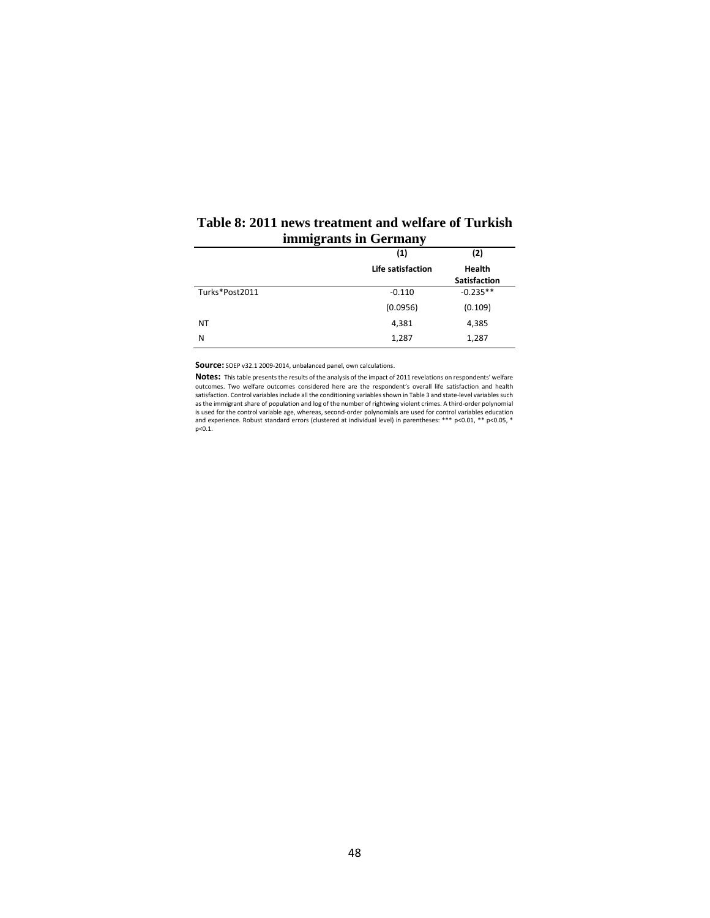**Table 8: 2011 news treatment and welfare of Turkish immigrants in Germany**

| | (1) | (2) |
|---|---|---|
| | **Life satisfaction** | **Health Satisfaction** |
| Turks*Post2011 | -0.110 | -0.235** |
| | (0.0956) | (0.109) |
| NT | 4,381 | 4,385 |
| N | 1,287 | 1,287 |

**Source:** SOEP v32.1 2009-2014, unbalanced panel, own calculations.

**Notes:** This table presents the results of the analysis of the impact of 2011 revelations on respondents' welfare outcomes. Two welfare outcomes considered here are the respondent's overall life satisfaction and health satisfaction. Control variables include all the conditioning variables shown in Table 3 and state-level variables such as the immigrant share of population and log of the number of rightwing violent crimes. A third-order polynomial is used for the control variable age, whereas, second-order polynomials are used for control variables education and experience. Robust standard errors (clustered at individual level) in parentheses: *** p<0.01, ** p<0.05, * p<0.1.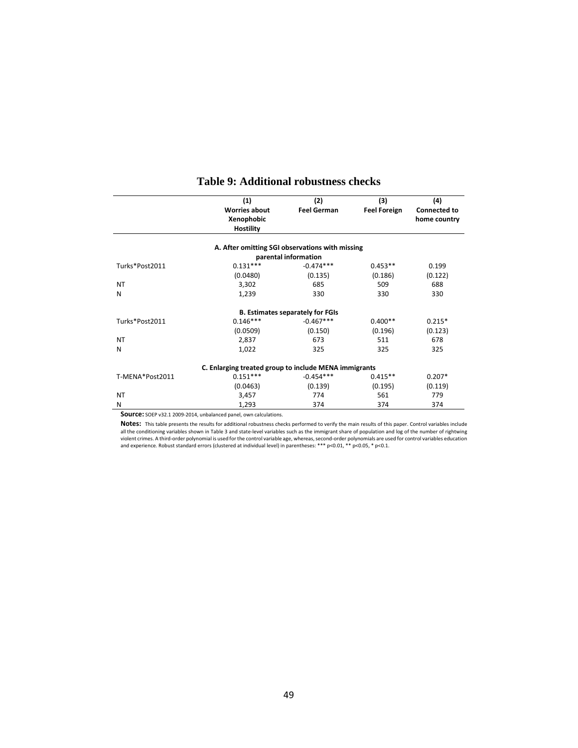# Table 9: Additional robustness checks

| | (1) Worries about Xenophobic Hostility | (2) Feel German | (3) Feel Foreign | (4) Connected to home country |
|---|---|---|---|---|
| | **A. After omitting SGI observations with missing parental information** | | | |
| Turks*Post2011 | 0.131*** | -0.474*** | 0.453** | 0.199 |
| | (0.0480) | (0.135) | (0.186) | (0.122) |
| NT | 3,302 | 685 | 509 | 688 |
| N | 1,239 | 330 | 330 | 330 |
| | **B. Estimates separately for FGIs** | | | |
| Turks*Post2011 | 0.146*** | -0.467*** | 0.400** | 0.215* |
| | (0.0509) | (0.150) | (0.196) | (0.123) |
| NT | 2,837 | 673 | 511 | 678 |
| N | 1,022 | 325 | 325 | 325 |
| | **C. Enlarging treated group to include MENA immigrants** | | | |
| T-MENA*Post2011 | 0.151*** | -0.454*** | 0.415** | 0.207* |
| | (0.0463) | (0.139) | (0.195) | (0.119) |
| NT | 3,457 | 774 | 561 | 779 |
| N | 1,293 | 374 | 374 | 374 |

**Source:** SOEP v32.1 2009-2014, unbalanced panel, own calculations.

**Notes:** This table presents the results for additional robustness checks performed to verify the main results of this paper. Control variables include all the conditioning variables shown in Table 3 and state-level variables such as the immigrant share of population and log of the number of rightwing violent crimes. A third-order polynomial is used for the control variable age, whereas, second-order polynomials are used for control variables education and experience. Robust standard errors (clustered at individual level) in parentheses: *** p<0.01, ** p<0.05, * p<0.1.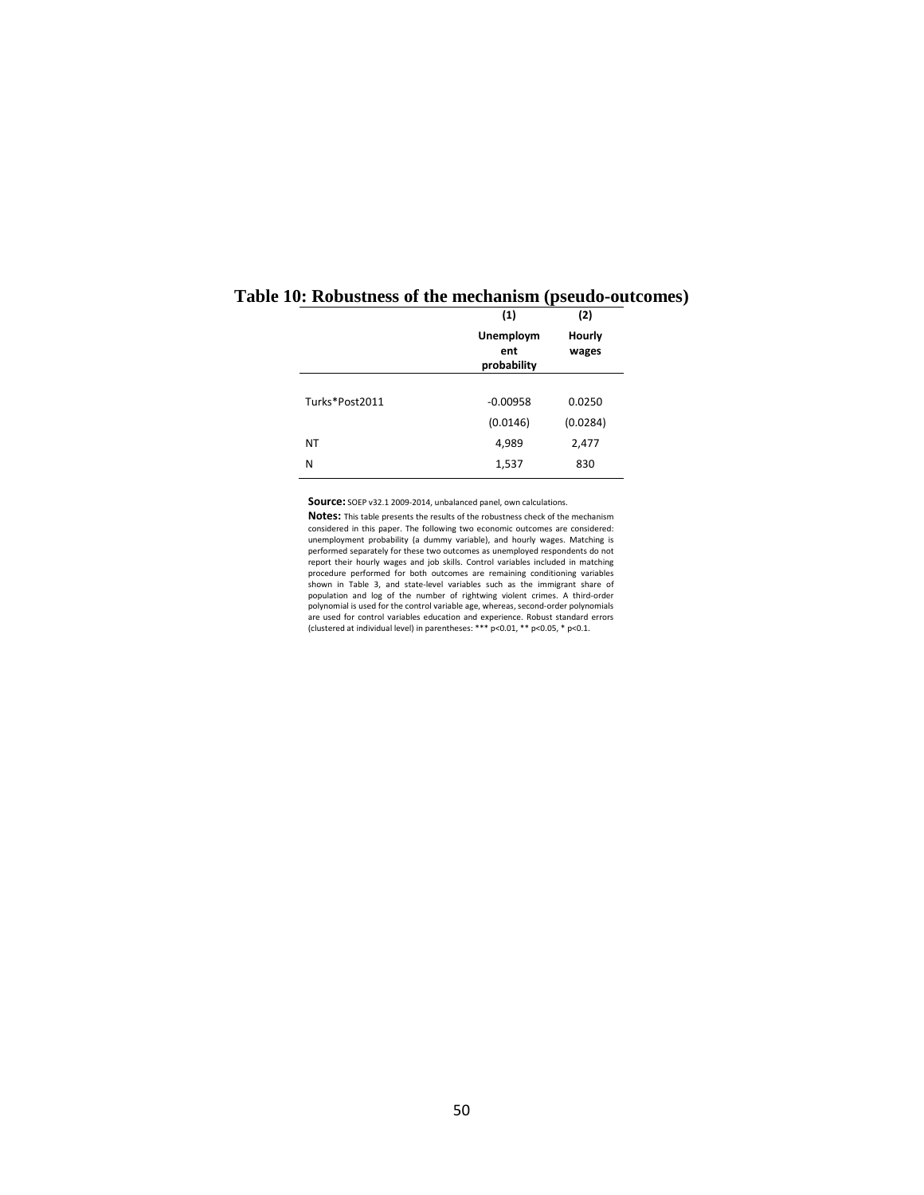**Table 10: Robustness of the mechanism (pseudo-outcomes)**

| | (1) | (2) |
|---|---|---|
| | **Unemployment probability** | **Hourly wages** |
| Turks*Post2011 | -0.00958 | 0.0250 |
| | (0.0146) | (0.0284) |
| NT | 4,989 | 2,477 |
| N | 1,537 | 830 |

**Source:** SOEP v32.1 2009-2014, unbalanced panel, own calculations.

**Notes:** This table presents the results of the robustness check of the mechanism considered in this paper. The following two economic outcomes are considered: unemployment probability (a dummy variable), and hourly wages. Matching is performed separately for these two outcomes as unemployed respondents do not report their hourly wages and job skills. Control variables included in matching procedure performed for both outcomes are remaining conditioning variables shown in Table 3, and state-level variables such as the immigrant share of population and log of the number of rightwing violent crimes. A third-order polynomial is used for the control variable age, whereas, second-order polynomials are used for control variables education and experience. Robust standard errors (clustered at individual level) in parentheses: *** p<0.01, ** p<0.05, * p<0.1.